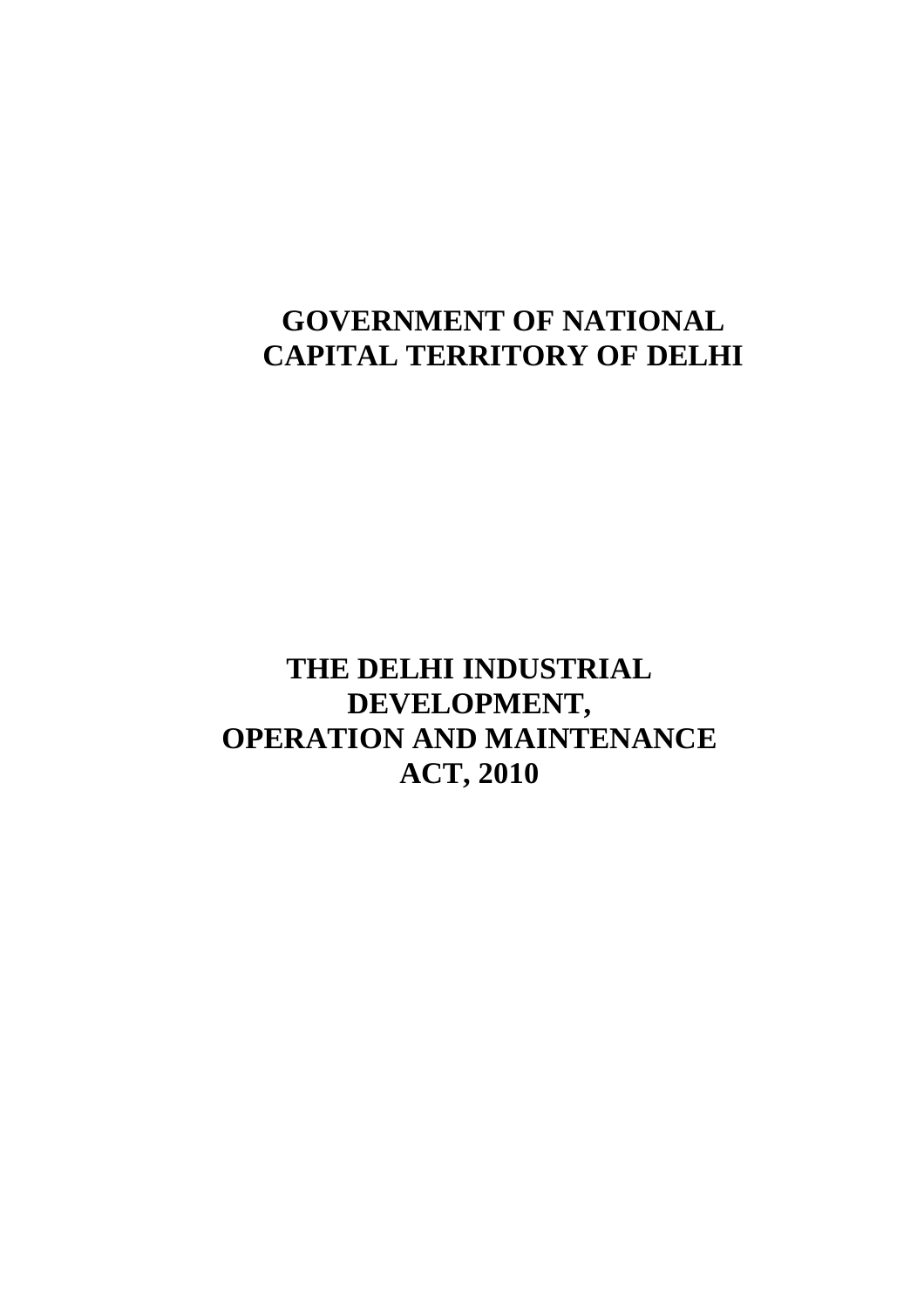# GOVERNMENT OF NATIONAL CAPITAL TERRITORY OF DELHI

# THE DELHI INDUSTRIAL DEVELOPMENT, OPERATION AND MAINTENANCE ACT, 2010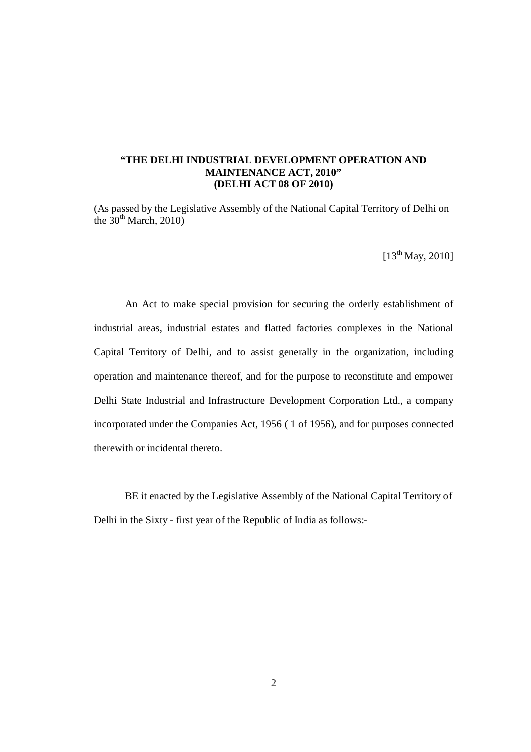**"THE DELHI INDUSTRIAL DEVELOPMENT OPERATION AND MAINTENANCE ACT, 2010"**
**(DELHI ACT 08 OF 2010)**

(As passed by the Legislative Assembly of the National Capital Territory of Delhi on the 30th March, 2010)

[13th May, 2010]

An Act to make special provision for securing the orderly establishment of industrial areas, industrial estates and flatted factories complexes in the National Capital Territory of Delhi, and to assist generally in the organization, including operation and maintenance thereof, and for the purpose to reconstitute and empower Delhi State Industrial and Infrastructure Development Corporation Ltd., a company incorporated under the Companies Act, 1956 ( 1 of 1956), and for purposes connected therewith or incidental thereto.

BE it enacted by the Legislative Assembly of the National Capital Territory of Delhi in the Sixty - first year of the Republic of India as follows:-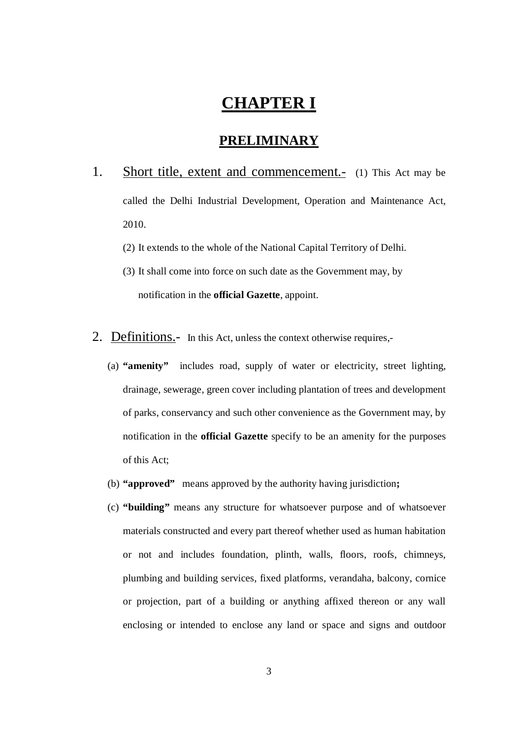# CHAPTER I

## PRELIMINARY

1. Short title, extent and commencement.- (1) This Act may be called the Delhi Industrial Development, Operation and Maintenance Act, 2010.

   (2) It extends to the whole of the National Capital Territory of Delhi.

   (3) It shall come into force on such date as the Government may, by notification in the **official Gazette**, appoint.

2. Definitions.- In this Act, unless the context otherwise requires,-

   (a) **"amenity"** includes road, supply of water or electricity, street lighting, drainage, sewerage, green cover including plantation of trees and development of parks, conservancy and such other convenience as the Government may, by notification in the **official Gazette** specify to be an amenity for the purposes of this Act;

   (b) **"approved"** means approved by the authority having jurisdiction**;**

   (c) **"building"** means any structure for whatsoever purpose and of whatsoever materials constructed and every part thereof whether used as human habitation or not and includes foundation, plinth, walls, floors, roofs, chimneys, plumbing and building services, fixed platforms, verandaha, balcony, cornice or projection, part of a building or anything affixed thereon or any wall enclosing or intended to enclose any land or space and signs and outdoor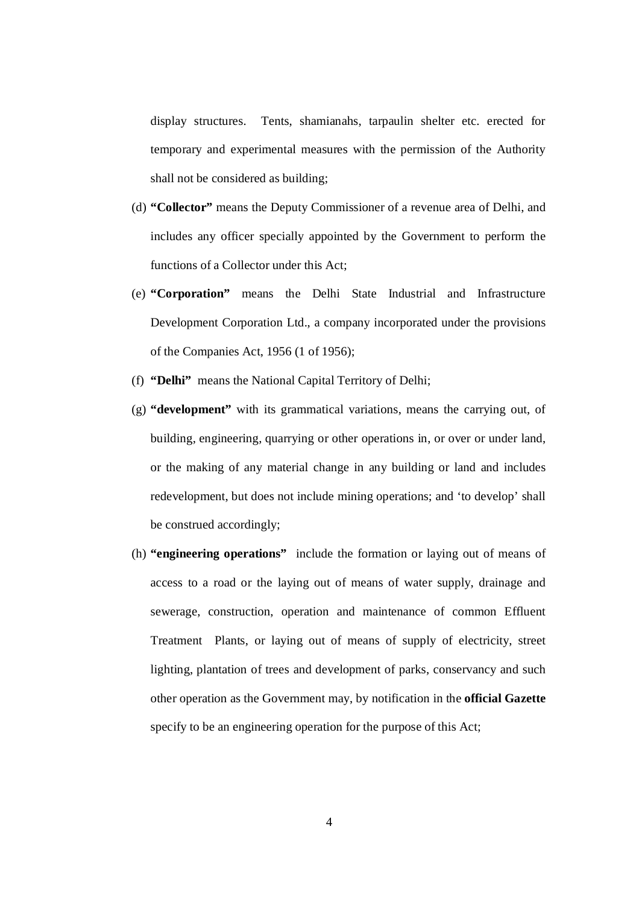display structures. Tents, shamianahs, tarpaulin shelter etc. erected for temporary and experimental measures with the permission of the Authority shall not be considered as building;

(d) **"Collector"** means the Deputy Commissioner of a revenue area of Delhi, and includes any officer specially appointed by the Government to perform the functions of a Collector under this Act;

(e) **"Corporation"** means the Delhi State Industrial and Infrastructure Development Corporation Ltd., a company incorporated under the provisions of the Companies Act, 1956 (1 of 1956);

(f) **"Delhi"** means the National Capital Territory of Delhi;

(g) **"development"** with its grammatical variations, means the carrying out, of building, engineering, quarrying or other operations in, or over or under land, or the making of any material change in any building or land and includes redevelopment, but does not include mining operations; and 'to develop' shall be construed accordingly;

(h) **"engineering operations"** include the formation or laying out of means of access to a road or the laying out of means of water supply, drainage and sewerage, construction, operation and maintenance of common Effluent Treatment Plants, or laying out of means of supply of electricity, street lighting, plantation of trees and development of parks, conservancy and such other operation as the Government may, by notification in the **official Gazette** specify to be an engineering operation for the purpose of this Act;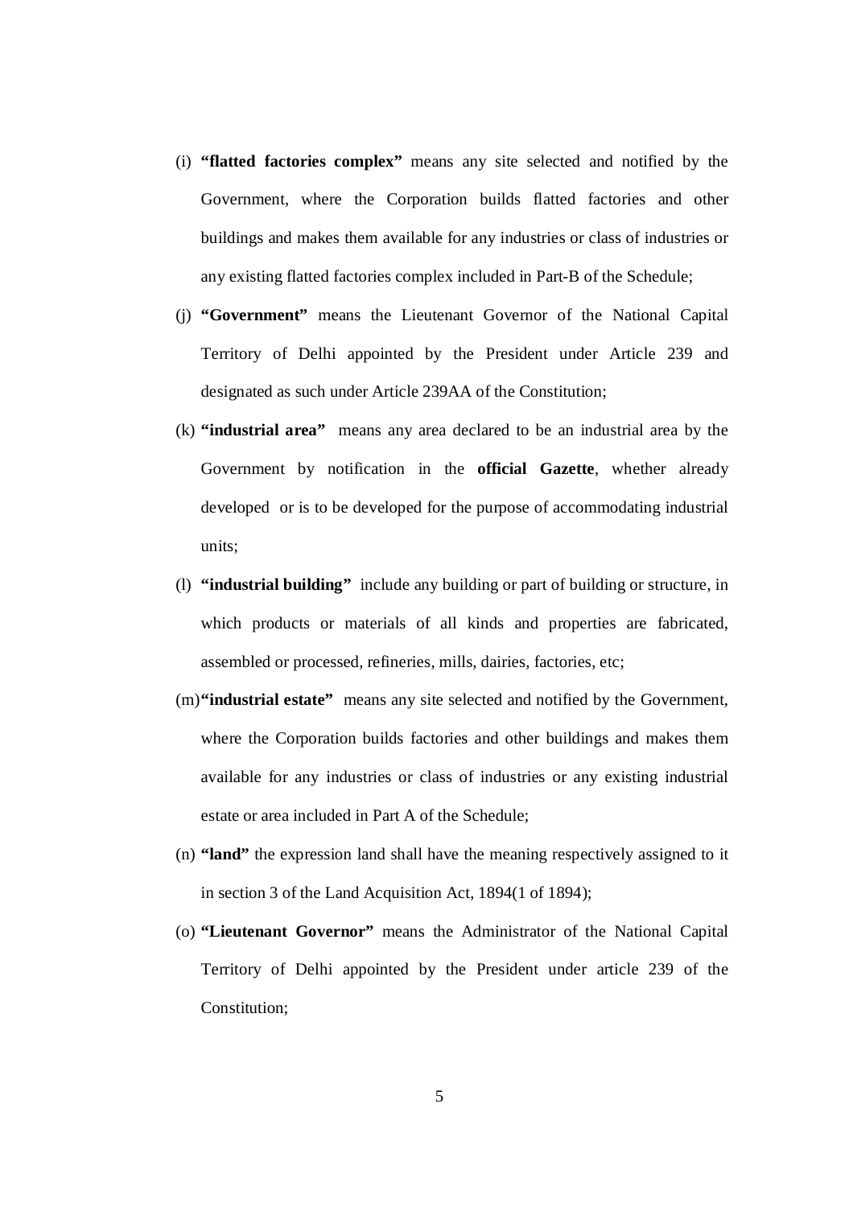(i) **"flatted factories complex"** means any site selected and notified by the Government, where the Corporation builds flatted factories and other buildings and makes them available for any industries or class of industries or any existing flatted factories complex included in Part-B of the Schedule;

(j) **"Government"** means the Lieutenant Governor of the National Capital Territory of Delhi appointed by the President under Article 239 and designated as such under Article 239AA of the Constitution;

(k) **"industrial area"** means any area declared to be an industrial area by the Government by notification in the **official Gazette**, whether already developed or is to be developed for the purpose of accommodating industrial units;

(l) **"industrial building"** include any building or part of building or structure, in which products or materials of all kinds and properties are fabricated, assembled or processed, refineries, mills, dairies, factories, etc;

(m) **"industrial estate"** means any site selected and notified by the Government, where the Corporation builds factories and other buildings and makes them available for any industries or class of industries or any existing industrial estate or area included in Part A of the Schedule;

(n) **"land"** the expression land shall have the meaning respectively assigned to it in section 3 of the Land Acquisition Act, 1894(1 of 1894);

(o) **"Lieutenant Governor"** means the Administrator of the National Capital Territory of Delhi appointed by the President under article 239 of the Constitution;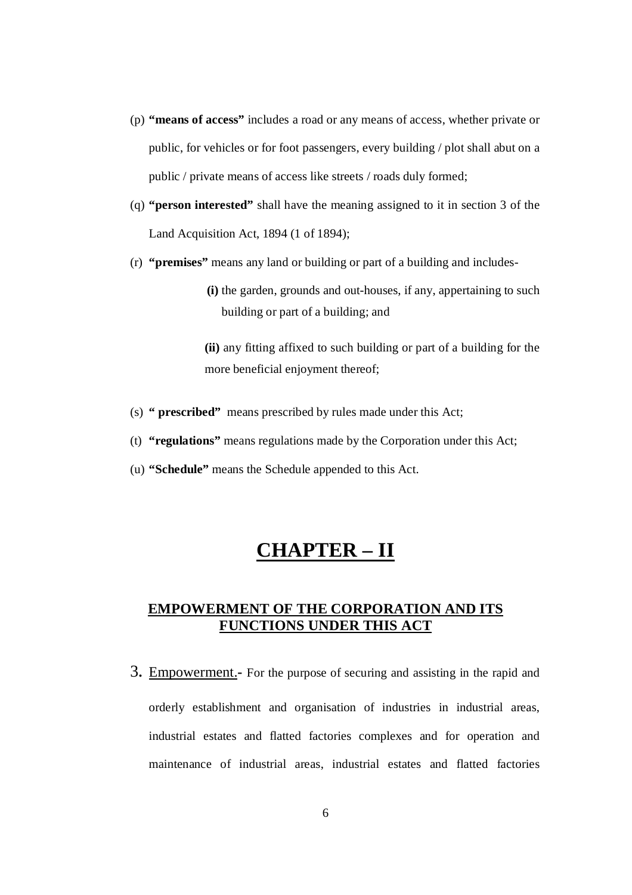(p) **"means of access"** includes a road or any means of access, whether private or public, for vehicles or for foot passengers, every building / plot shall abut on a public / private means of access like streets / roads duly formed;

(q) **"person interested"** shall have the meaning assigned to it in section 3 of the Land Acquisition Act, 1894 (1 of 1894);

(r) **"premises"** means any land or building or part of a building and includes-

  **(i)** the garden, grounds and out-houses, if any, appertaining to such building or part of a building; and

  **(ii)** any fitting affixed to such building or part of a building for the more beneficial enjoyment thereof;

(s) **" prescribed"** means prescribed by rules made under this Act;

(t) **"regulations"** means regulations made by the Corporation under this Act;

(u) **"Schedule"** means the Schedule appended to this Act.

# CHAPTER – II

## EMPOWERMENT OF THE CORPORATION AND ITS FUNCTIONS UNDER THIS ACT

3. Empowerment.- For the purpose of securing and assisting in the rapid and orderly establishment and organisation of industries in industrial areas, industrial estates and flatted factories complexes and for operation and maintenance of industrial areas, industrial estates and flatted factories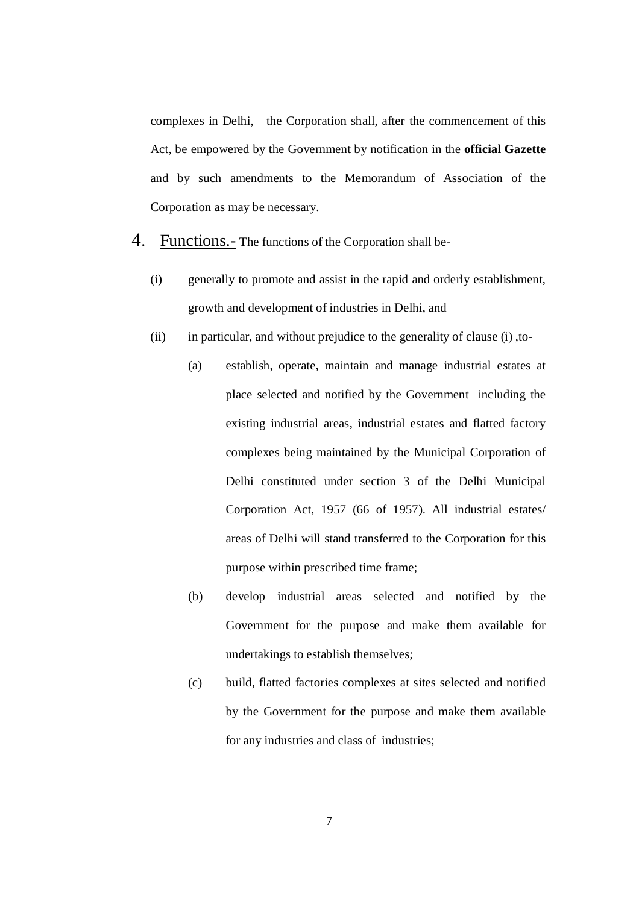complexes in Delhi, the Corporation shall, after the commencement of this Act, be empowered by the Government by notification in the **official Gazette** and by such amendments to the Memorandum of Association of the Corporation as may be necessary.

4. Functions.- The functions of the Corporation shall be-

(i) generally to promote and assist in the rapid and orderly establishment, growth and development of industries in Delhi, and

(ii) in particular, and without prejudice to the generality of clause (i) ,to-

(a) establish, operate, maintain and manage industrial estates at place selected and notified by the Government including the existing industrial areas, industrial estates and flatted factory complexes being maintained by the Municipal Corporation of Delhi constituted under section 3 of the Delhi Municipal Corporation Act, 1957 (66 of 1957). All industrial estates/ areas of Delhi will stand transferred to the Corporation for this purpose within prescribed time frame;

(b) develop industrial areas selected and notified by the Government for the purpose and make them available for undertakings to establish themselves;

(c) build, flatted factories complexes at sites selected and notified by the Government for the purpose and make them available for any industries and class of industries;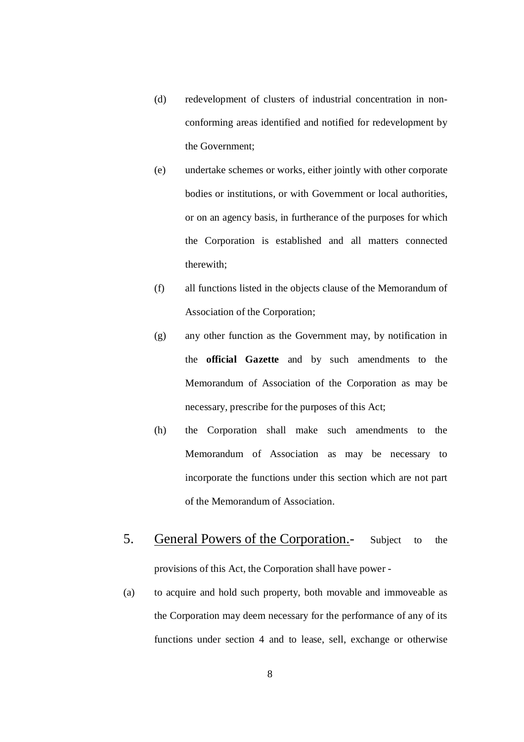(d) redevelopment of clusters of industrial concentration in non-conforming areas identified and notified for redevelopment by the Government;

(e) undertake schemes or works, either jointly with other corporate bodies or institutions, or with Government or local authorities, or on an agency basis, in furtherance of the purposes for which the Corporation is established and all matters connected therewith;

(f) all functions listed in the objects clause of the Memorandum of Association of the Corporation;

(g) any other function as the Government may, by notification in the **official Gazette** and by such amendments to the Memorandum of Association of the Corporation as may be necessary, prescribe for the purposes of this Act;

(h) the Corporation shall make such amendments to the Memorandum of Association as may be necessary to incorporate the functions under this section which are not part of the Memorandum of Association.

5. General Powers of the Corporation.- Subject to the provisions of this Act, the Corporation shall have power -

(a) to acquire and hold such property, both movable and immoveable as the Corporation may deem necessary for the performance of any of its functions under section 4 and to lease, sell, exchange or otherwise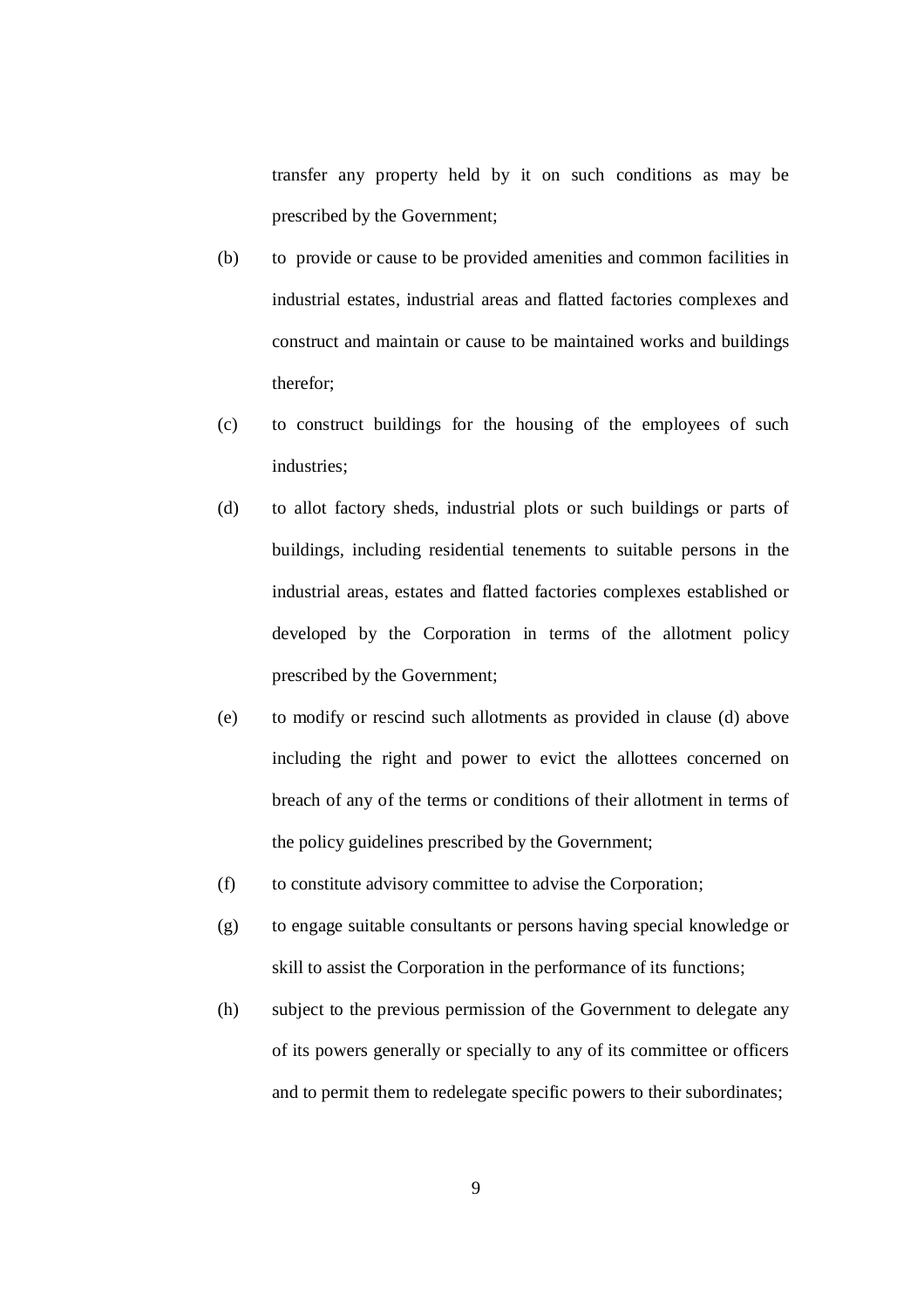transfer any property held by it on such conditions as may be prescribed by the Government;

(b) to provide or cause to be provided amenities and common facilities in industrial estates, industrial areas and flatted factories complexes and construct and maintain or cause to be maintained works and buildings therefor;

(c) to construct buildings for the housing of the employees of such industries;

(d) to allot factory sheds, industrial plots or such buildings or parts of buildings, including residential tenements to suitable persons in the industrial areas, estates and flatted factories complexes established or developed by the Corporation in terms of the allotment policy prescribed by the Government;

(e) to modify or rescind such allotments as provided in clause (d) above including the right and power to evict the allottees concerned on breach of any of the terms or conditions of their allotment in terms of the policy guidelines prescribed by the Government;

(f) to constitute advisory committee to advise the Corporation;

(g) to engage suitable consultants or persons having special knowledge or skill to assist the Corporation in the performance of its functions;

(h) subject to the previous permission of the Government to delegate any of its powers generally or specially to any of its committee or officers and to permit them to redelegate specific powers to their subordinates;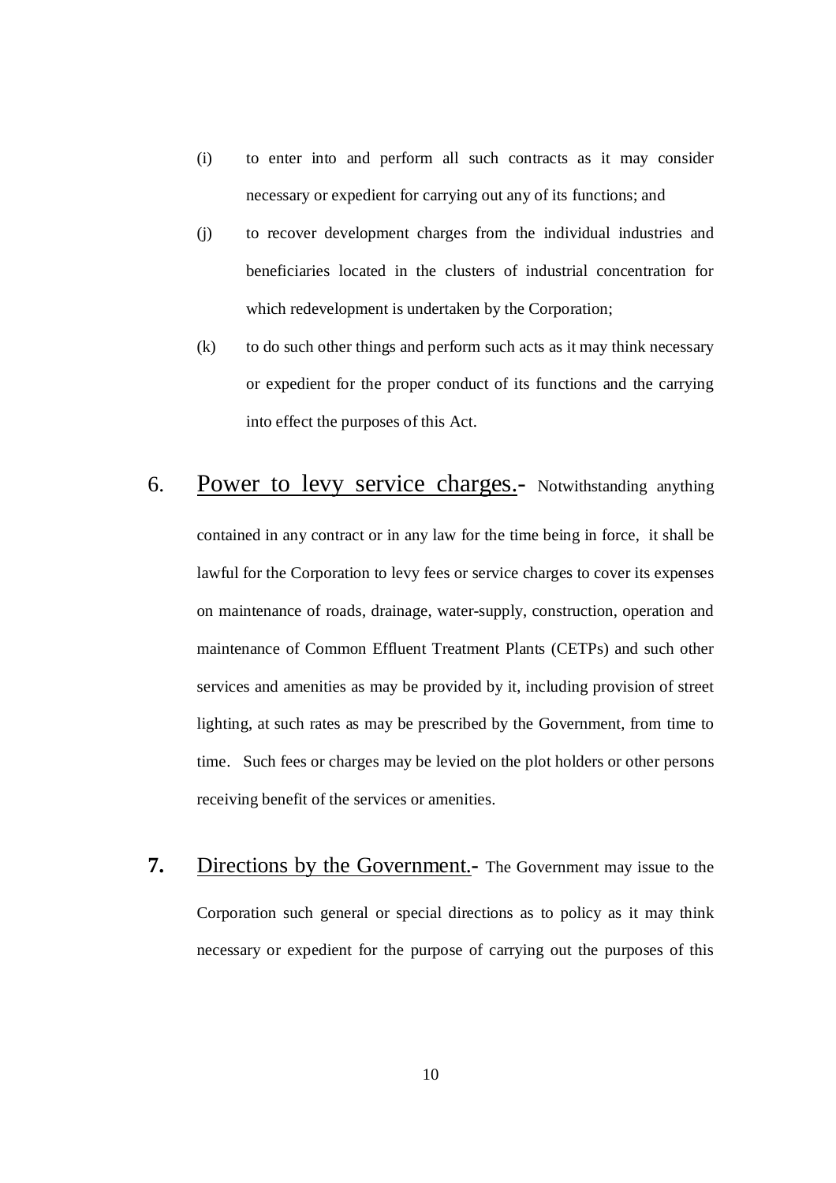(i) to enter into and perform all such contracts as it may consider necessary or expedient for carrying out any of its functions; and

(j) to recover development charges from the individual industries and beneficiaries located in the clusters of industrial concentration for which redevelopment is undertaken by the Corporation;

(k) to do such other things and perform such acts as it may think necessary or expedient for the proper conduct of its functions and the carrying into effect the purposes of this Act.

6. Power to levy service charges.- Notwithstanding anything contained in any contract or in any law for the time being in force, it shall be lawful for the Corporation to levy fees or service charges to cover its expenses on maintenance of roads, drainage, water-supply, construction, operation and maintenance of Common Effluent Treatment Plants (CETPs) and such other services and amenities as may be provided by it, including provision of street lighting, at such rates as may be prescribed by the Government, from time to time. Such fees or charges may be levied on the plot holders or other persons receiving benefit of the services or amenities.

**7.** Directions by the Government.- The Government may issue to the Corporation such general or special directions as to policy as it may think necessary or expedient for the purpose of carrying out the purposes of this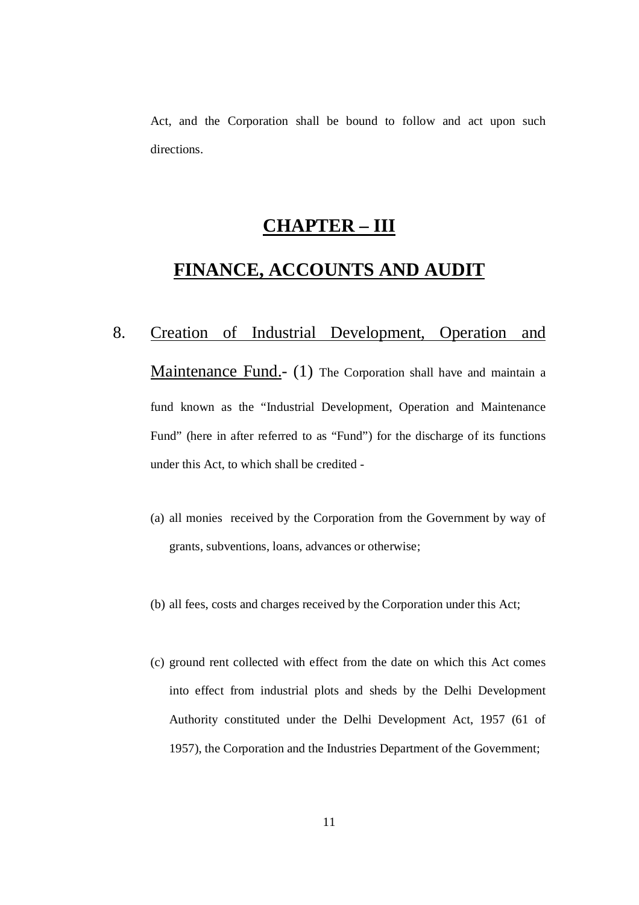Act, and the Corporation shall be bound to follow and act upon such directions.

## CHAPTER – III

## FINANCE, ACCOUNTS AND AUDIT

8. Creation of Industrial Development, Operation and Maintenance Fund.- (1) The Corporation shall have and maintain a fund known as the "Industrial Development, Operation and Maintenance Fund" (here in after referred to as "Fund") for the discharge of its functions under this Act, to which shall be credited -

(a) all monies received by the Corporation from the Government by way of grants, subventions, loans, advances or otherwise;

(b) all fees, costs and charges received by the Corporation under this Act;

(c) ground rent collected with effect from the date on which this Act comes into effect from industrial plots and sheds by the Delhi Development Authority constituted under the Delhi Development Act, 1957 (61 of 1957), the Corporation and the Industries Department of the Government;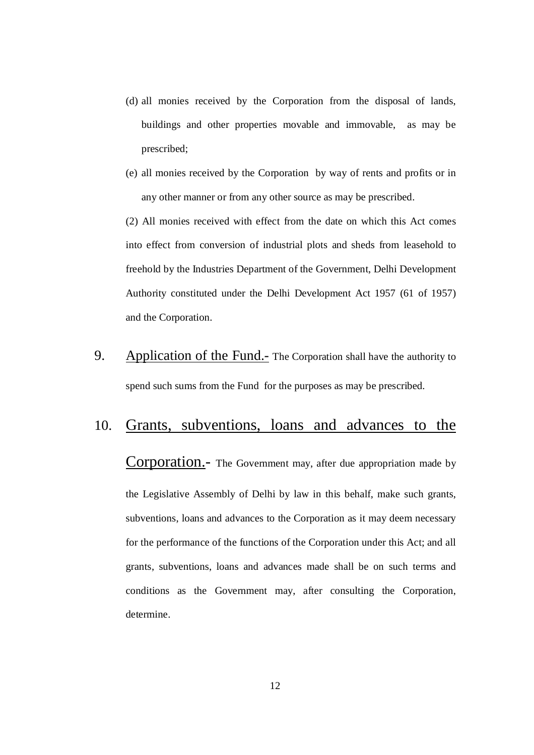(d) all monies received by the Corporation from the disposal of lands, buildings and other properties movable and immovable, as may be prescribed;

(e) all monies received by the Corporation by way of rents and profits or in any other manner or from any other source as may be prescribed.

(2) All monies received with effect from the date on which this Act comes into effect from conversion of industrial plots and sheds from leasehold to freehold by the Industries Department of the Government, Delhi Development Authority constituted under the Delhi Development Act 1957 (61 of 1957) and the Corporation.

9. <u>Application of the Fund.</u>- The Corporation shall have the authority to spend such sums from the Fund for the purposes as may be prescribed.

10. <u>Grants, subventions, loans and advances to the Corporation.</u>- The Government may, after due appropriation made by the Legislative Assembly of Delhi by law in this behalf, make such grants, subventions, loans and advances to the Corporation as it may deem necessary for the performance of the functions of the Corporation under this Act; and all grants, subventions, loans and advances made shall be on such terms and conditions as the Government may, after consulting the Corporation, determine.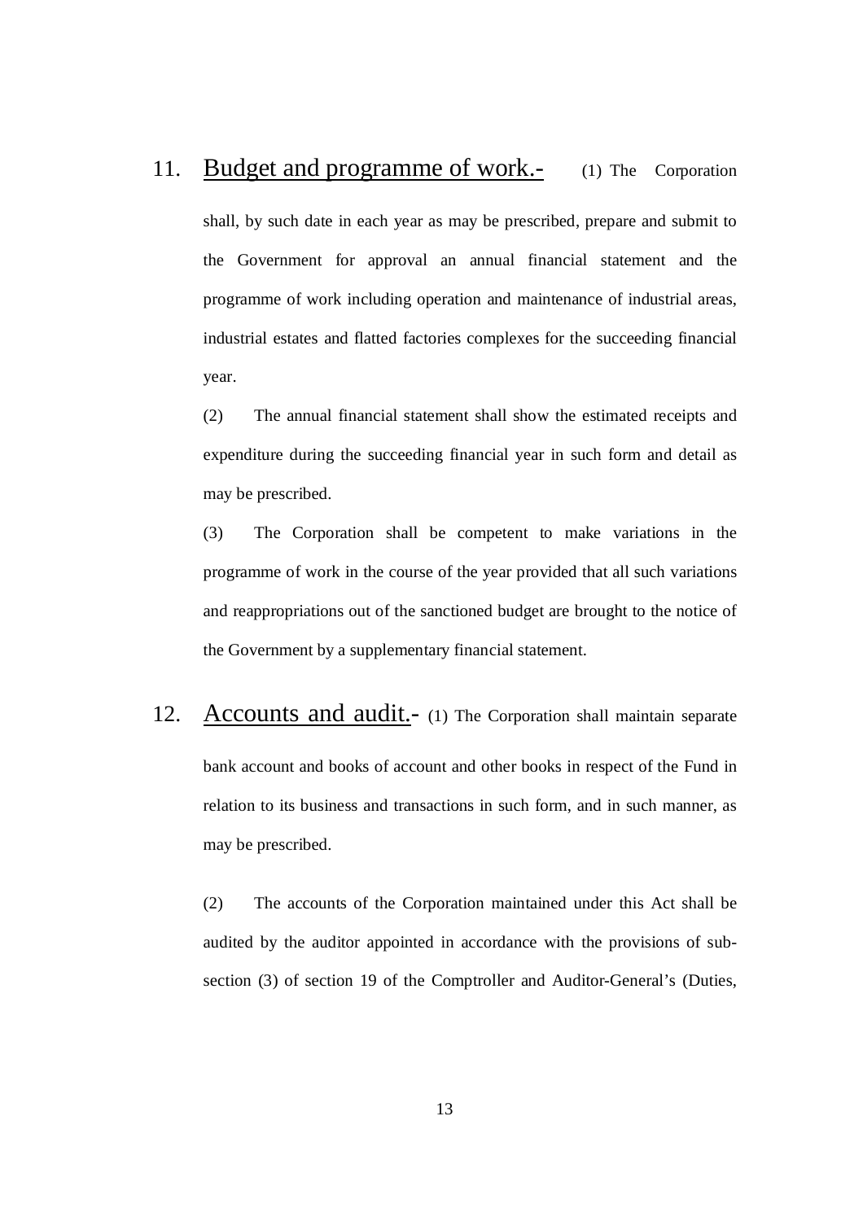11. <u>Budget and programme of work.-</u> (1) The Corporation shall, by such date in each year as may be prescribed, prepare and submit to the Government for approval an annual financial statement and the programme of work including operation and maintenance of industrial areas, industrial estates and flatted factories complexes for the succeeding financial year.

(2) The annual financial statement shall show the estimated receipts and expenditure during the succeeding financial year in such form and detail as may be prescribed.

(3) The Corporation shall be competent to make variations in the programme of work in the course of the year provided that all such variations and reappropriations out of the sanctioned budget are brought to the notice of the Government by a supplementary financial statement.

12. <u>Accounts and audit.-</u> (1) The Corporation shall maintain separate bank account and books of account and other books in respect of the Fund in relation to its business and transactions in such form, and in such manner, as may be prescribed.

(2) The accounts of the Corporation maintained under this Act shall be audited by the auditor appointed in accordance with the provisions of sub-section (3) of section 19 of the Comptroller and Auditor-General's (Duties,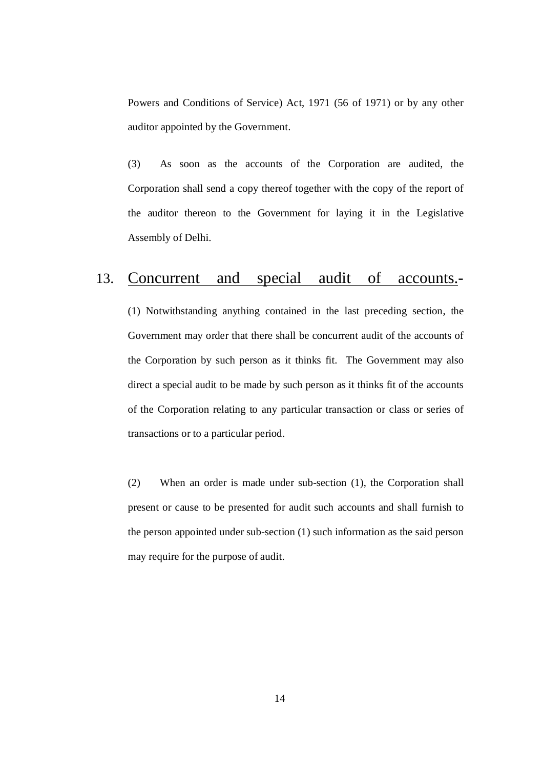Powers and Conditions of Service) Act, 1971 (56 of 1971) or by any other auditor appointed by the Government.

(3) As soon as the accounts of the Corporation are audited, the Corporation shall send a copy thereof together with the copy of the report of the auditor thereon to the Government for laying it in the Legislative Assembly of Delhi.

## 13. Concurrent and special audit of accounts.-

(1) Notwithstanding anything contained in the last preceding section, the Government may order that there shall be concurrent audit of the accounts of the Corporation by such person as it thinks fit. The Government may also direct a special audit to be made by such person as it thinks fit of the accounts of the Corporation relating to any particular transaction or class or series of transactions or to a particular period.

(2) When an order is made under sub-section (1), the Corporation shall present or cause to be presented for audit such accounts and shall furnish to the person appointed under sub-section (1) such information as the said person may require for the purpose of audit.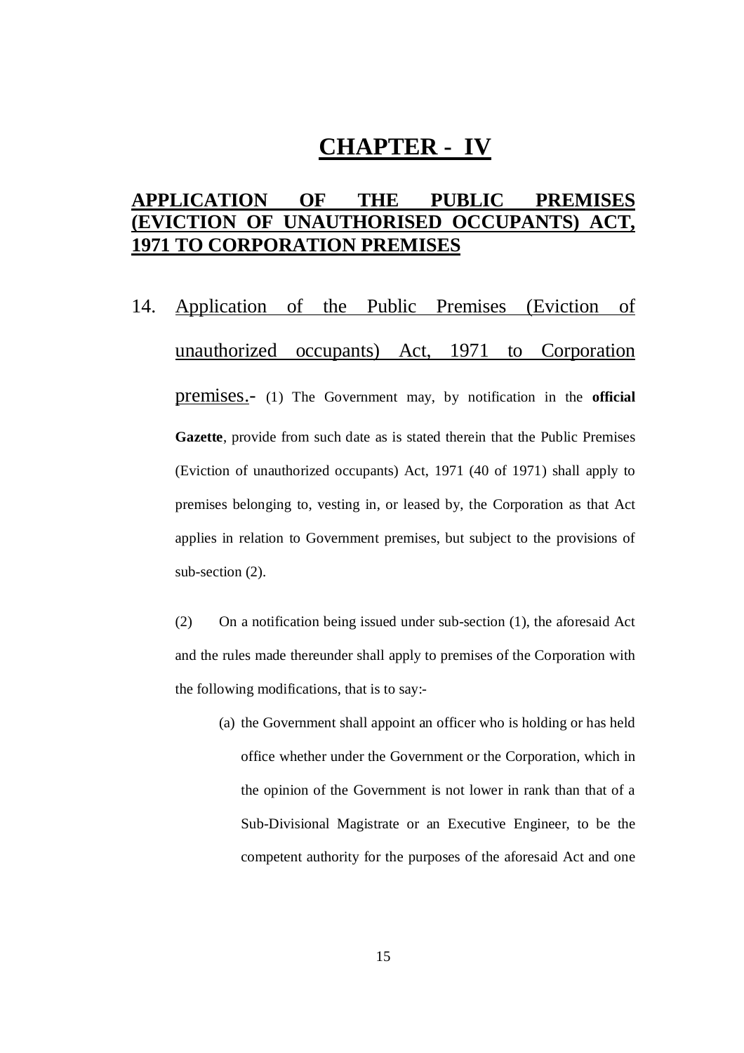# CHAPTER - IV

## APPLICATION OF THE PUBLIC PREMISES (EVICTION OF UNAUTHORISED OCCUPANTS) ACT, 1971 TO CORPORATION PREMISES

14. Application of the Public Premises (Eviction of unauthorized occupants) Act, 1971 to Corporation premises.- (1) The Government may, by notification in the **official Gazette**, provide from such date as is stated therein that the Public Premises (Eviction of unauthorized occupants) Act, 1971 (40 of 1971) shall apply to premises belonging to, vesting in, or leased by, the Corporation as that Act applies in relation to Government premises, but subject to the provisions of sub-section (2).

(2) On a notification being issued under sub-section (1), the aforesaid Act and the rules made thereunder shall apply to premises of the Corporation with the following modifications, that is to say:-

(a) the Government shall appoint an officer who is holding or has held office whether under the Government or the Corporation, which in the opinion of the Government is not lower in rank than that of a Sub-Divisional Magistrate or an Executive Engineer, to be the competent authority for the purposes of the aforesaid Act and one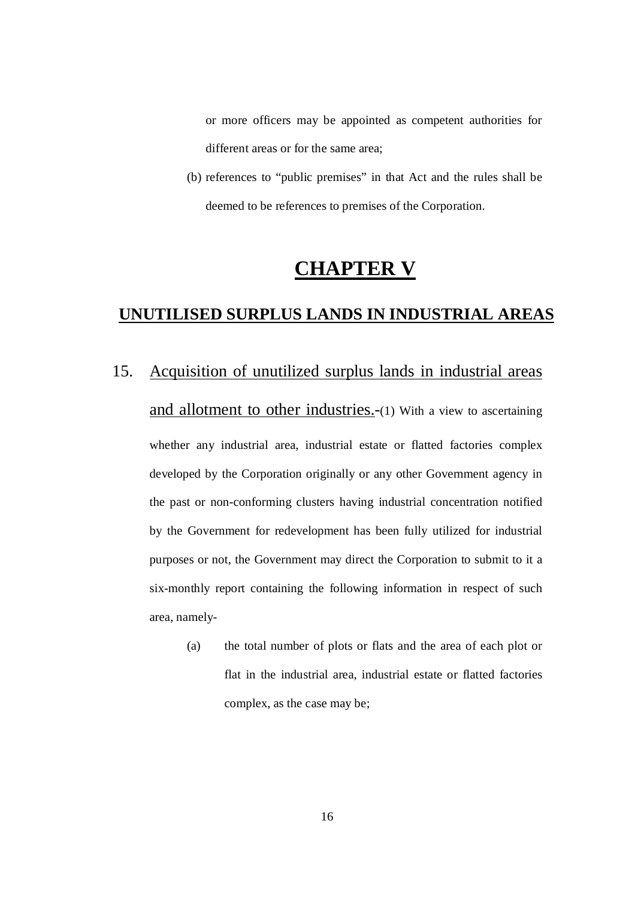or more officers may be appointed as competent authorities for different areas or for the same area;

(b) references to "public premises" in that Act and the rules shall be deemed to be references to premises of the Corporation.

# CHAPTER V

## UNUTILISED SURPLUS LANDS IN INDUSTRIAL AREAS

15. Acquisition of unutilized surplus lands in industrial areas and allotment to other industries.-(1) With a view to ascertaining whether any industrial area, industrial estate or flatted factories complex developed by the Corporation originally or any other Government agency in the past or non-conforming clusters having industrial concentration notified by the Government for redevelopment has been fully utilized for industrial purposes or not, the Government may direct the Corporation to submit to it a six-monthly report containing the following information in respect of such area, namely-

(a) the total number of plots or flats and the area of each plot or flat in the industrial area, industrial estate or flatted factories complex, as the case may be;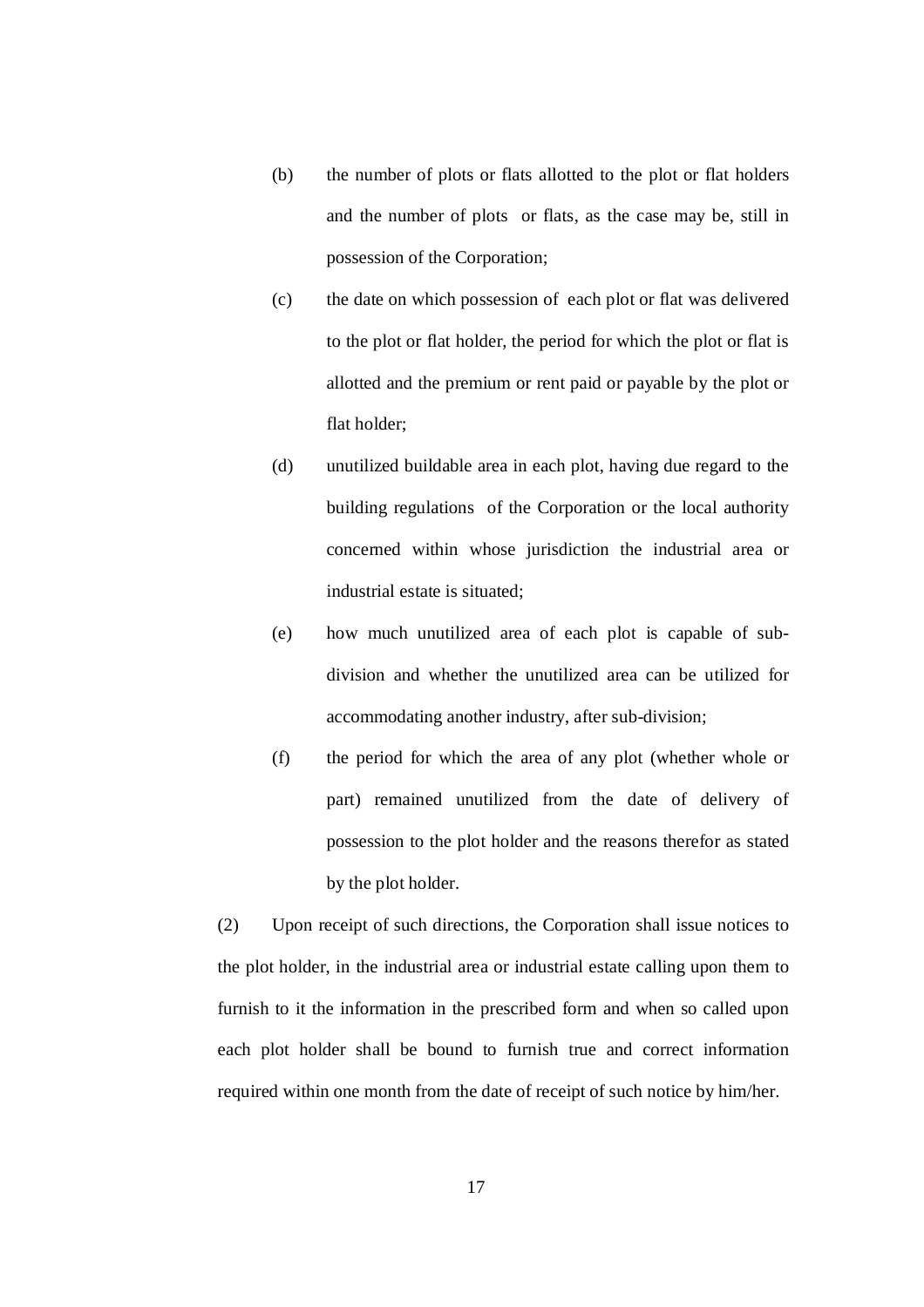(b) the number of plots or flats allotted to the plot or flat holders and the number of plots or flats, as the case may be, still in possession of the Corporation;

(c) the date on which possession of each plot or flat was delivered to the plot or flat holder, the period for which the plot or flat is allotted and the premium or rent paid or payable by the plot or flat holder;

(d) unutilized buildable area in each plot, having due regard to the building regulations of the Corporation or the local authority concerned within whose jurisdiction the industrial area or industrial estate is situated;

(e) how much unutilized area of each plot is capable of sub-division and whether the unutilized area can be utilized for accommodating another industry, after sub-division;

(f) the period for which the area of any plot (whether whole or part) remained unutilized from the date of delivery of possession to the plot holder and the reasons therefor as stated by the plot holder.

(2) Upon receipt of such directions, the Corporation shall issue notices to the plot holder, in the industrial area or industrial estate calling upon them to furnish to it the information in the prescribed form and when so called upon each plot holder shall be bound to furnish true and correct information required within one month from the date of receipt of such notice by him/her.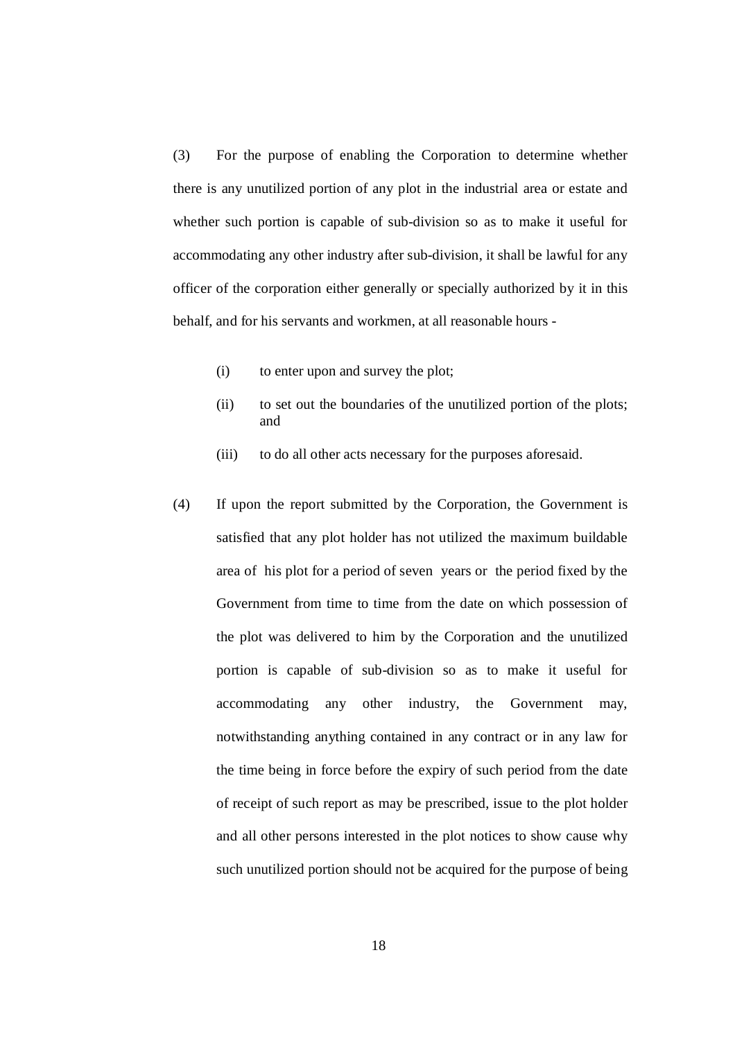(3) For the purpose of enabling the Corporation to determine whether there is any unutilized portion of any plot in the industrial area or estate and whether such portion is capable of sub-division so as to make it useful for accommodating any other industry after sub-division, it shall be lawful for any officer of the corporation either generally or specially authorized by it in this behalf, and for his servants and workmen, at all reasonable hours -

(i) to enter upon and survey the plot;

(ii) to set out the boundaries of the unutilized portion of the plots; and

(iii) to do all other acts necessary for the purposes aforesaid.

(4) If upon the report submitted by the Corporation, the Government is satisfied that any plot holder has not utilized the maximum buildable area of his plot for a period of seven years or the period fixed by the Government from time to time from the date on which possession of the plot was delivered to him by the Corporation and the unutilized portion is capable of sub-division so as to make it useful for accommodating any other industry, the Government may, notwithstanding anything contained in any contract or in any law for the time being in force before the expiry of such period from the date of receipt of such report as may be prescribed, issue to the plot holder and all other persons interested in the plot notices to show cause why such unutilized portion should not be acquired for the purpose of being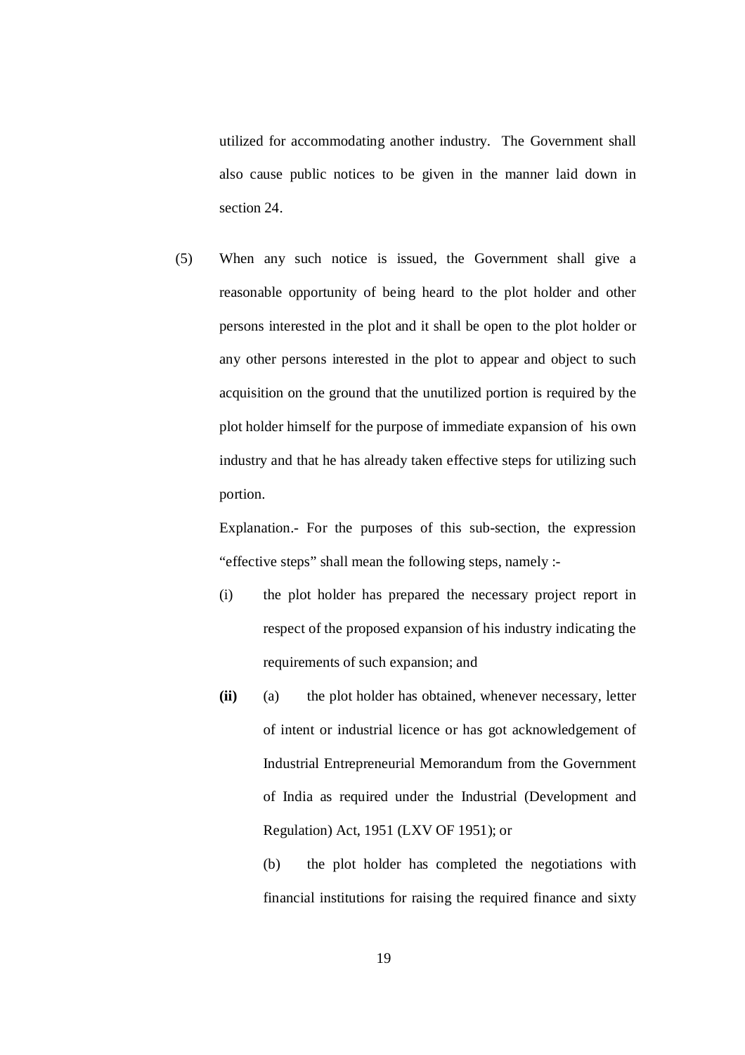utilized for accommodating another industry. The Government shall also cause public notices to be given in the manner laid down in section 24.

(5) When any such notice is issued, the Government shall give a reasonable opportunity of being heard to the plot holder and other persons interested in the plot and it shall be open to the plot holder or any other persons interested in the plot to appear and object to such acquisition on the ground that the unutilized portion is required by the plot holder himself for the purpose of immediate expansion of his own industry and that he has already taken effective steps for utilizing such portion.

Explanation.- For the purposes of this sub-section, the expression "effective steps" shall mean the following steps, namely :-

(i) the plot holder has prepared the necessary project report in respect of the proposed expansion of his industry indicating the requirements of such expansion; and

**(ii)** (a) the plot holder has obtained, whenever necessary, letter of intent or industrial licence or has got acknowledgement of Industrial Entrepreneurial Memorandum from the Government of India as required under the Industrial (Development and Regulation) Act, 1951 (LXV OF 1951); or

(b) the plot holder has completed the negotiations with financial institutions for raising the required finance and sixty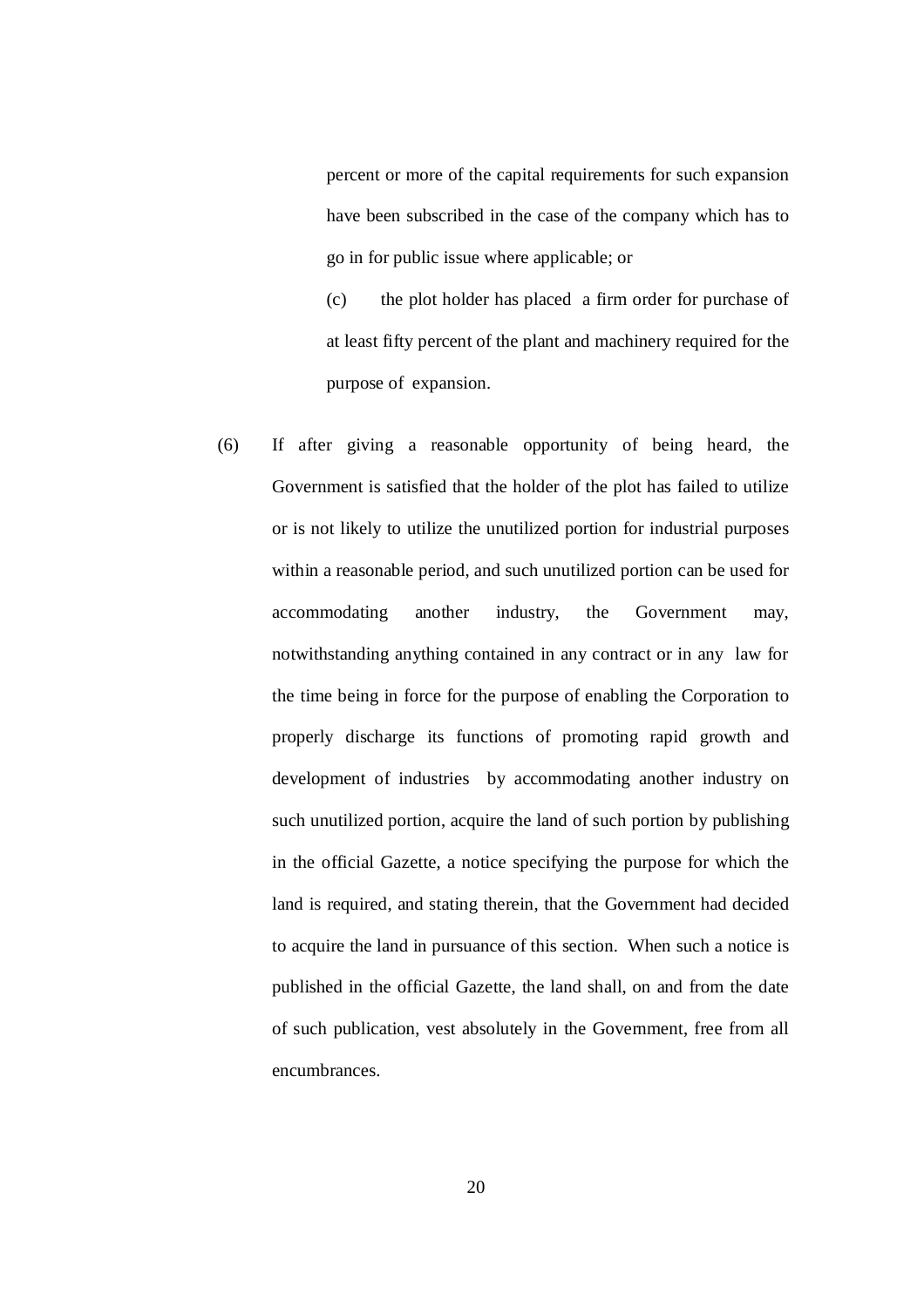percent or more of the capital requirements for such expansion have been subscribed in the case of the company which has to go in for public issue where applicable; or

(c) the plot holder has placed a firm order for purchase of at least fifty percent of the plant and machinery required for the purpose of expansion.

(6) If after giving a reasonable opportunity of being heard, the Government is satisfied that the holder of the plot has failed to utilize or is not likely to utilize the unutilized portion for industrial purposes within a reasonable period, and such unutilized portion can be used for accommodating another industry, the Government may, notwithstanding anything contained in any contract or in any law for the time being in force for the purpose of enabling the Corporation to properly discharge its functions of promoting rapid growth and development of industries by accommodating another industry on such unutilized portion, acquire the land of such portion by publishing in the official Gazette, a notice specifying the purpose for which the land is required, and stating therein, that the Government had decided to acquire the land in pursuance of this section. When such a notice is published in the official Gazette, the land shall, on and from the date of such publication, vest absolutely in the Government, free from all encumbrances.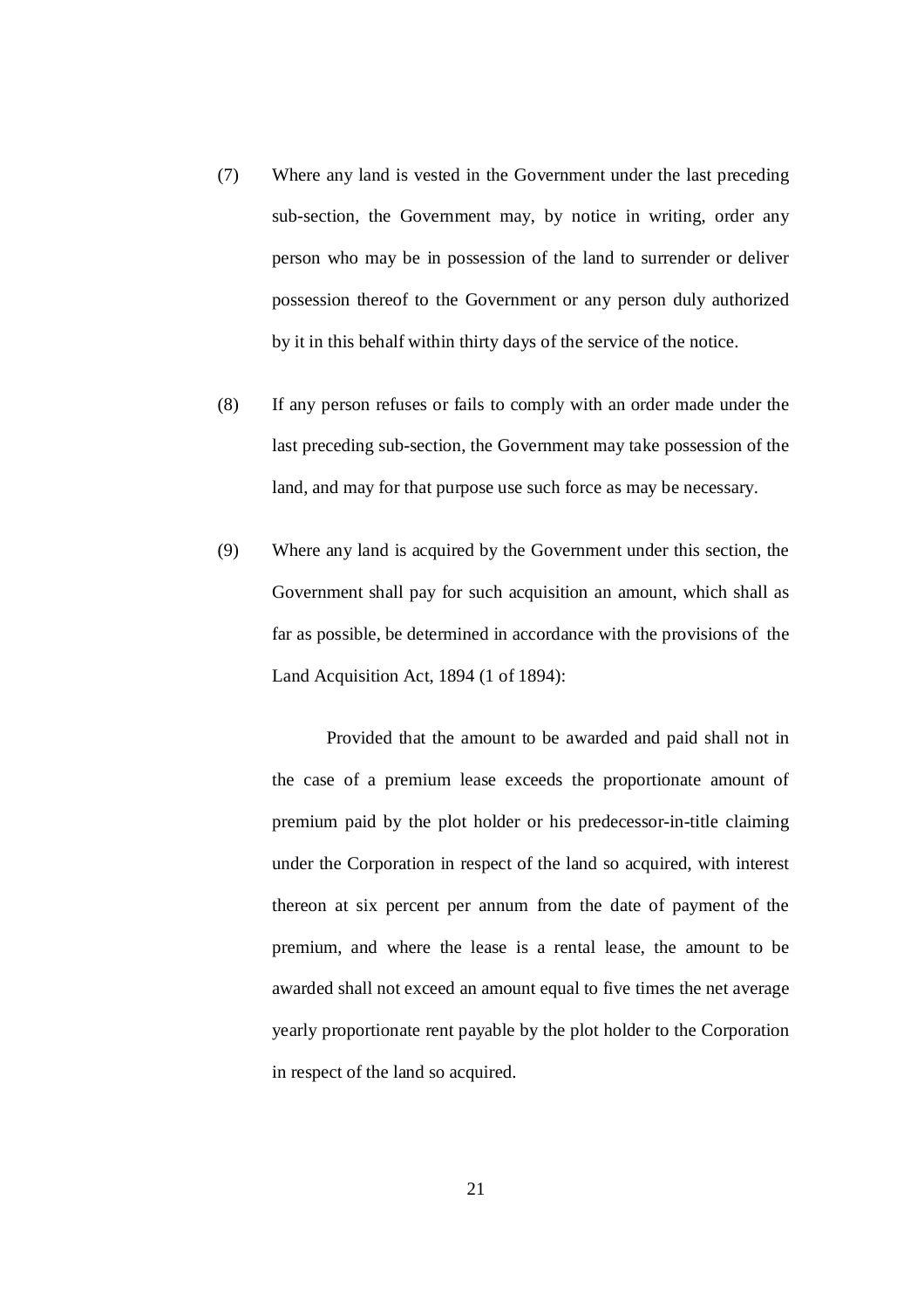(7) Where any land is vested in the Government under the last preceding sub-section, the Government may, by notice in writing, order any person who may be in possession of the land to surrender or deliver possession thereof to the Government or any person duly authorized by it in this behalf within thirty days of the service of the notice.

(8) If any person refuses or fails to comply with an order made under the last preceding sub-section, the Government may take possession of the land, and may for that purpose use such force as may be necessary.

(9) Where any land is acquired by the Government under this section, the Government shall pay for such acquisition an amount, which shall as far as possible, be determined in accordance with the provisions of the Land Acquisition Act, 1894 (1 of 1894):

Provided that the amount to be awarded and paid shall not in the case of a premium lease exceeds the proportionate amount of premium paid by the plot holder or his predecessor-in-title claiming under the Corporation in respect of the land so acquired, with interest thereon at six percent per annum from the date of payment of the premium, and where the lease is a rental lease, the amount to be awarded shall not exceed an amount equal to five times the net average yearly proportionate rent payable by the plot holder to the Corporation in respect of the land so acquired.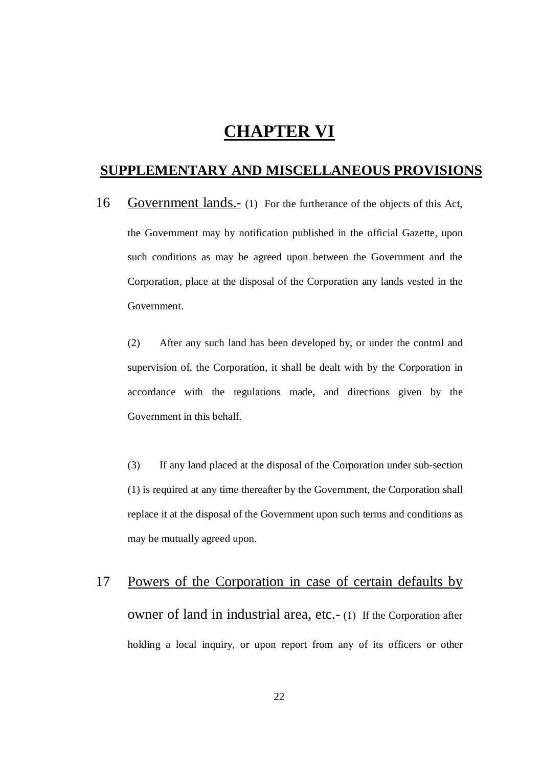# CHAPTER VI

## SUPPLEMENTARY AND MISCELLANEOUS PROVISIONS

16 Government lands.- (1) For the furtherance of the objects of this Act, the Government may by notification published in the official Gazette, upon such conditions as may be agreed upon between the Government and the Corporation, place at the disposal of the Corporation any lands vested in the Government.

(2) After any such land has been developed by, or under the control and supervision of, the Corporation, it shall be dealt with by the Corporation in accordance with the regulations made, and directions given by the Government in this behalf.

(3) If any land placed at the disposal of the Corporation under sub-section (1) is required at any time thereafter by the Government, the Corporation shall replace it at the disposal of the Government upon such terms and conditions as may be mutually agreed upon.

17 Powers of the Corporation in case of certain defaults by owner of land in industrial area, etc.- (1) If the Corporation after holding a local inquiry, or upon report from any of its officers or other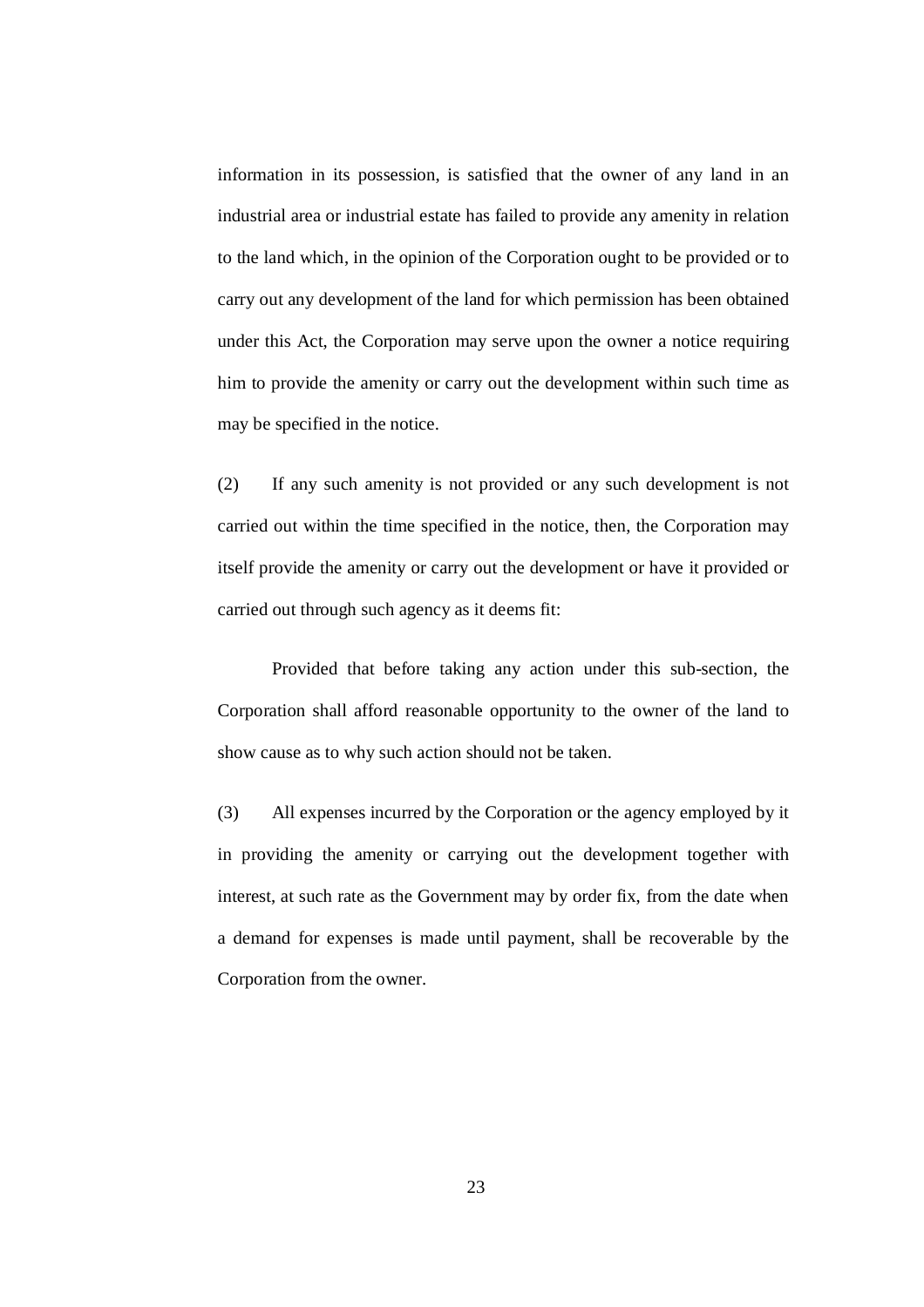information in its possession, is satisfied that the owner of any land in an industrial area or industrial estate has failed to provide any amenity in relation to the land which, in the opinion of the Corporation ought to be provided or to carry out any development of the land for which permission has been obtained under this Act, the Corporation may serve upon the owner a notice requiring him to provide the amenity or carry out the development within such time as may be specified in the notice.

(2) If any such amenity is not provided or any such development is not carried out within the time specified in the notice, then, the Corporation may itself provide the amenity or carry out the development or have it provided or carried out through such agency as it deems fit:

Provided that before taking any action under this sub-section, the Corporation shall afford reasonable opportunity to the owner of the land to show cause as to why such action should not be taken.

(3) All expenses incurred by the Corporation or the agency employed by it in providing the amenity or carrying out the development together with interest, at such rate as the Government may by order fix, from the date when a demand for expenses is made until payment, shall be recoverable by the Corporation from the owner.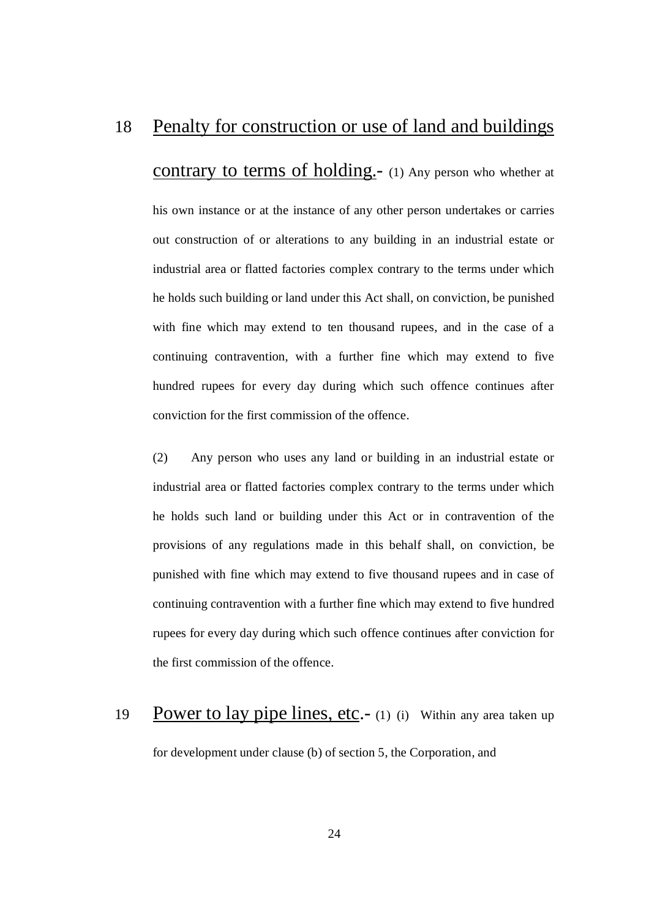18 <u>Penalty for construction or use of land and buildings contrary to terms of holding.</u>- (1) Any person who whether at his own instance or at the instance of any other person undertakes or carries out construction of or alterations to any building in an industrial estate or industrial area or flatted factories complex contrary to the terms under which he holds such building or land under this Act shall, on conviction, be punished with fine which may extend to ten thousand rupees, and in the case of a continuing contravention, with a further fine which may extend to five hundred rupees for every day during which such offence continues after conviction for the first commission of the offence.

(2) Any person who uses any land or building in an industrial estate or industrial area or flatted factories complex contrary to the terms under which he holds such land or building under this Act or in contravention of the provisions of any regulations made in this behalf shall, on conviction, be punished with fine which may extend to five thousand rupees and in case of continuing contravention with a further fine which may extend to five hundred rupees for every day during which such offence continues after conviction for the first commission of the offence.

19 <u>Power to lay pipe lines, etc.</u>- (1) (i) Within any area taken up for development under clause (b) of section 5, the Corporation, and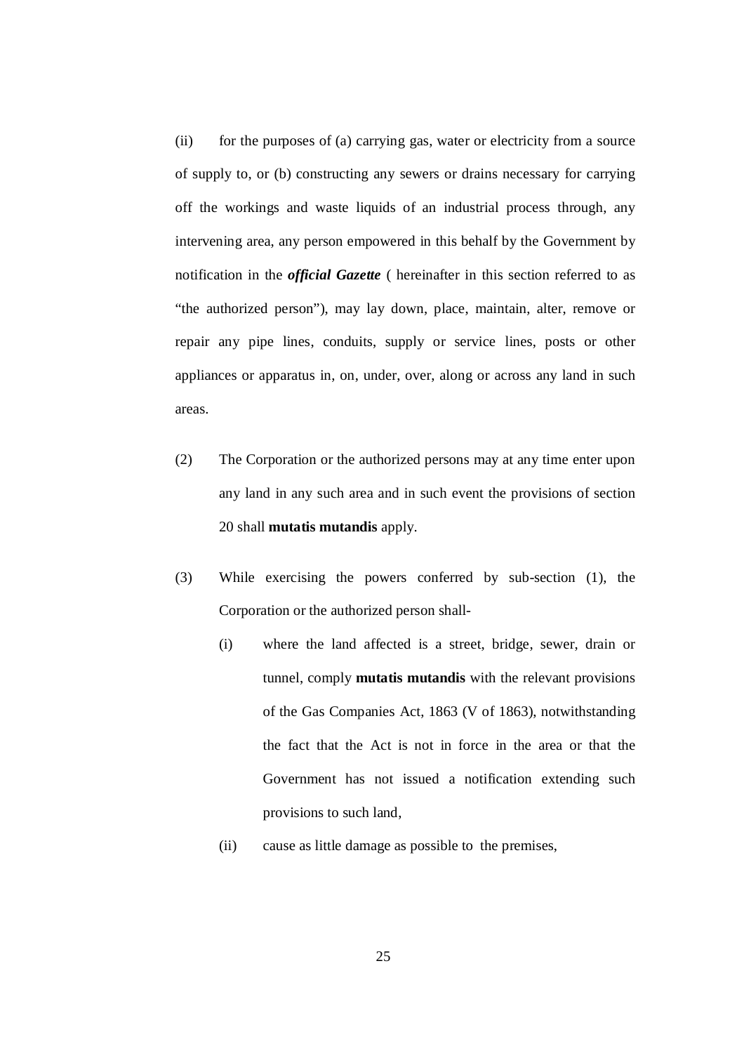(ii) for the purposes of (a) carrying gas, water or electricity from a source of supply to, or (b) constructing any sewers or drains necessary for carrying off the workings and waste liquids of an industrial process through, any intervening area, any person empowered in this behalf by the Government by notification in the ***official Gazette*** ( hereinafter in this section referred to as "the authorized person"), may lay down, place, maintain, alter, remove or repair any pipe lines, conduits, supply or service lines, posts or other appliances or apparatus in, on, under, over, along or across any land in such areas.

(2) The Corporation or the authorized persons may at any time enter upon any land in any such area and in such event the provisions of section 20 shall **mutatis mutandis** apply.

(3) While exercising the powers conferred by sub-section (1), the Corporation or the authorized person shall-

  (i) where the land affected is a street, bridge, sewer, drain or tunnel, comply **mutatis mutandis** with the relevant provisions of the Gas Companies Act, 1863 (V of 1863), notwithstanding the fact that the Act is not in force in the area or that the Government has not issued a notification extending such provisions to such land,

  (ii) cause as little damage as possible to the premises,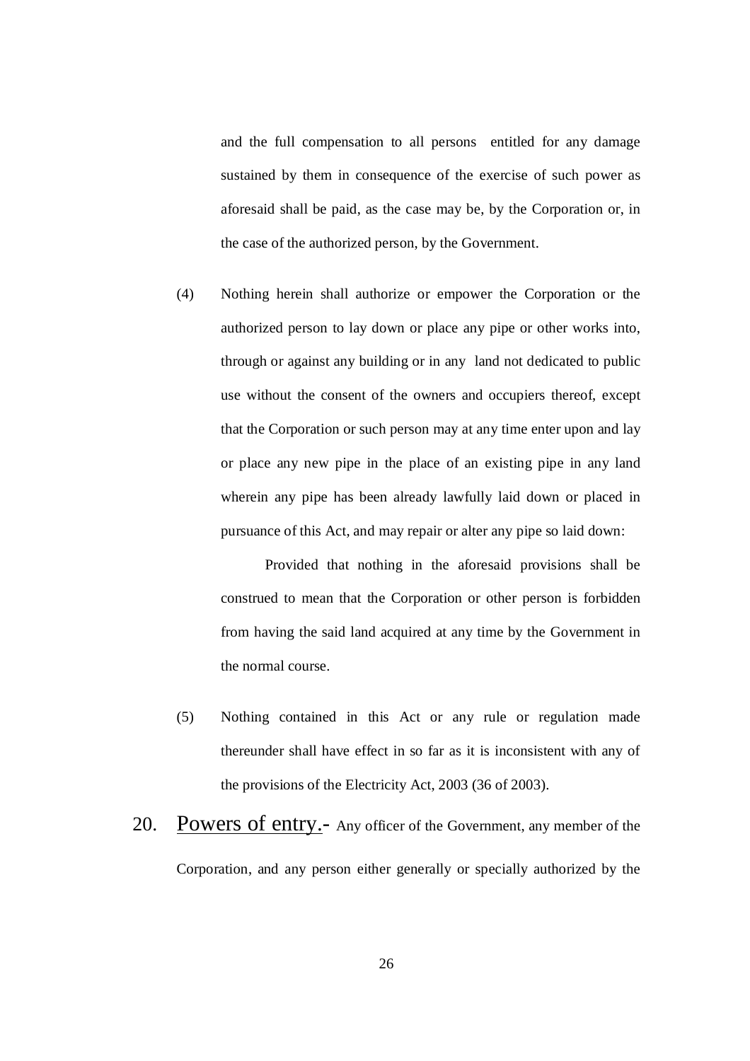and the full compensation to all persons entitled for any damage sustained by them in consequence of the exercise of such power as aforesaid shall be paid, as the case may be, by the Corporation or, in the case of the authorized person, by the Government.

(4) Nothing herein shall authorize or empower the Corporation or the authorized person to lay down or place any pipe or other works into, through or against any building or in any land not dedicated to public use without the consent of the owners and occupiers thereof, except that the Corporation or such person may at any time enter upon and lay or place any new pipe in the place of an existing pipe in any land wherein any pipe has been already lawfully laid down or placed in pursuance of this Act, and may repair or alter any pipe so laid down:

Provided that nothing in the aforesaid provisions shall be construed to mean that the Corporation or other person is forbidden from having the said land acquired at any time by the Government in the normal course.

(5) Nothing contained in this Act or any rule or regulation made thereunder shall have effect in so far as it is inconsistent with any of the provisions of the Electricity Act, 2003 (36 of 2003).

20. Powers of entry.- Any officer of the Government, any member of the Corporation, and any person either generally or specially authorized by the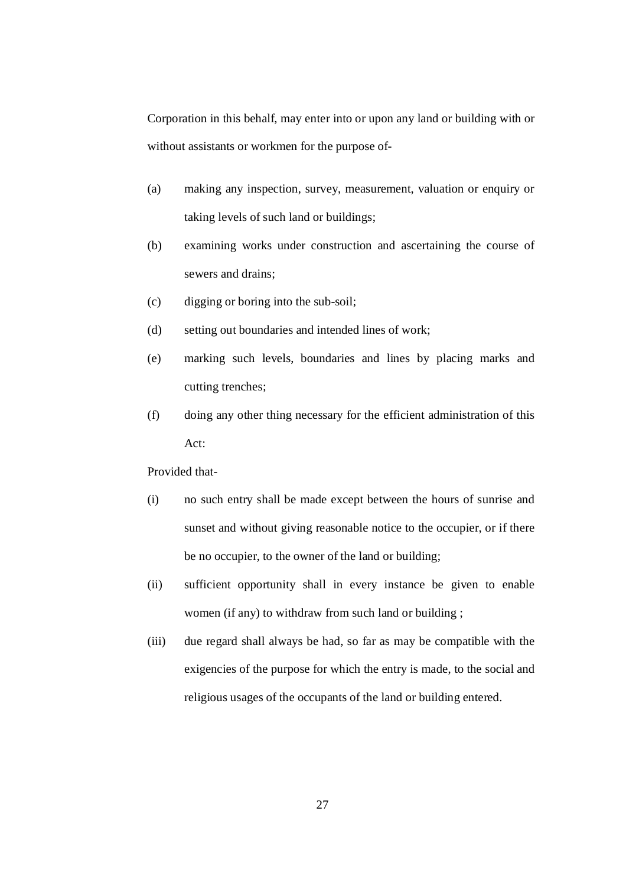Corporation in this behalf, may enter into or upon any land or building with or without assistants or workmen for the purpose of-

(a) making any inspection, survey, measurement, valuation or enquiry or taking levels of such land or buildings;

(b) examining works under construction and ascertaining the course of sewers and drains;

(c) digging or boring into the sub-soil;

(d) setting out boundaries and intended lines of work;

(e) marking such levels, boundaries and lines by placing marks and cutting trenches;

(f) doing any other thing necessary for the efficient administration of this Act:

Provided that-

(i) no such entry shall be made except between the hours of sunrise and sunset and without giving reasonable notice to the occupier, or if there be no occupier, to the owner of the land or building;

(ii) sufficient opportunity shall in every instance be given to enable women (if any) to withdraw from such land or building ;

(iii) due regard shall always be had, so far as may be compatible with the exigencies of the purpose for which the entry is made, to the social and religious usages of the occupants of the land or building entered.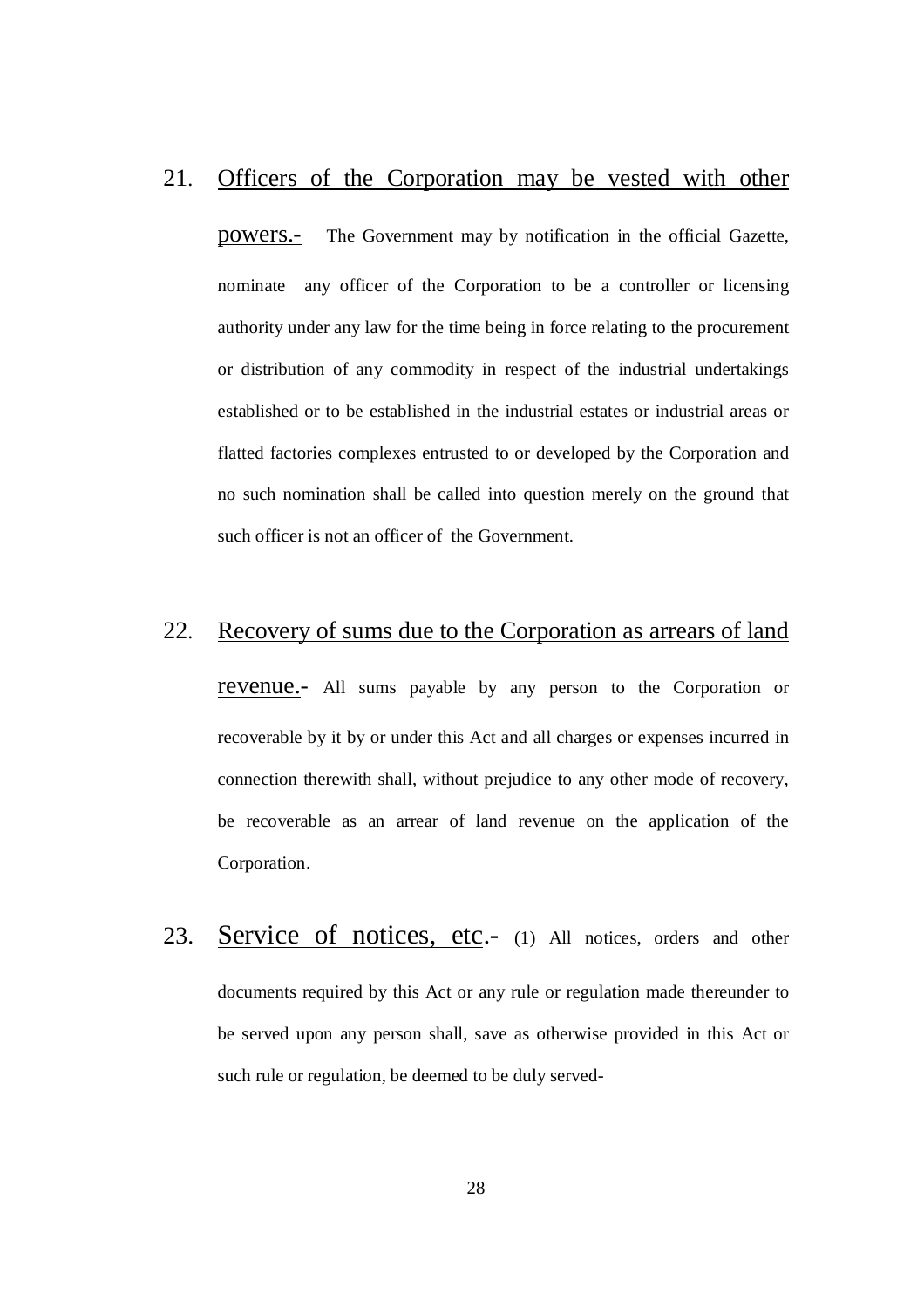21. <u>Officers of the Corporation may be vested with other powers.-</u> The Government may by notification in the official Gazette, nominate any officer of the Corporation to be a controller or licensing authority under any law for the time being in force relating to the procurement or distribution of any commodity in respect of the industrial undertakings established or to be established in the industrial estates or industrial areas or flatted factories complexes entrusted to or developed by the Corporation and no such nomination shall be called into question merely on the ground that such officer is not an officer of the Government.

22. <u>Recovery of sums due to the Corporation as arrears of land revenue.-</u> All sums payable by any person to the Corporation or recoverable by it by or under this Act and all charges or expenses incurred in connection therewith shall, without prejudice to any other mode of recovery, be recoverable as an arrear of land revenue on the application of the Corporation.

23. <u>Service of notices, etc</u>.- (1) All notices, orders and other documents required by this Act or any rule or regulation made thereunder to be served upon any person shall, save as otherwise provided in this Act or such rule or regulation, be deemed to be duly served-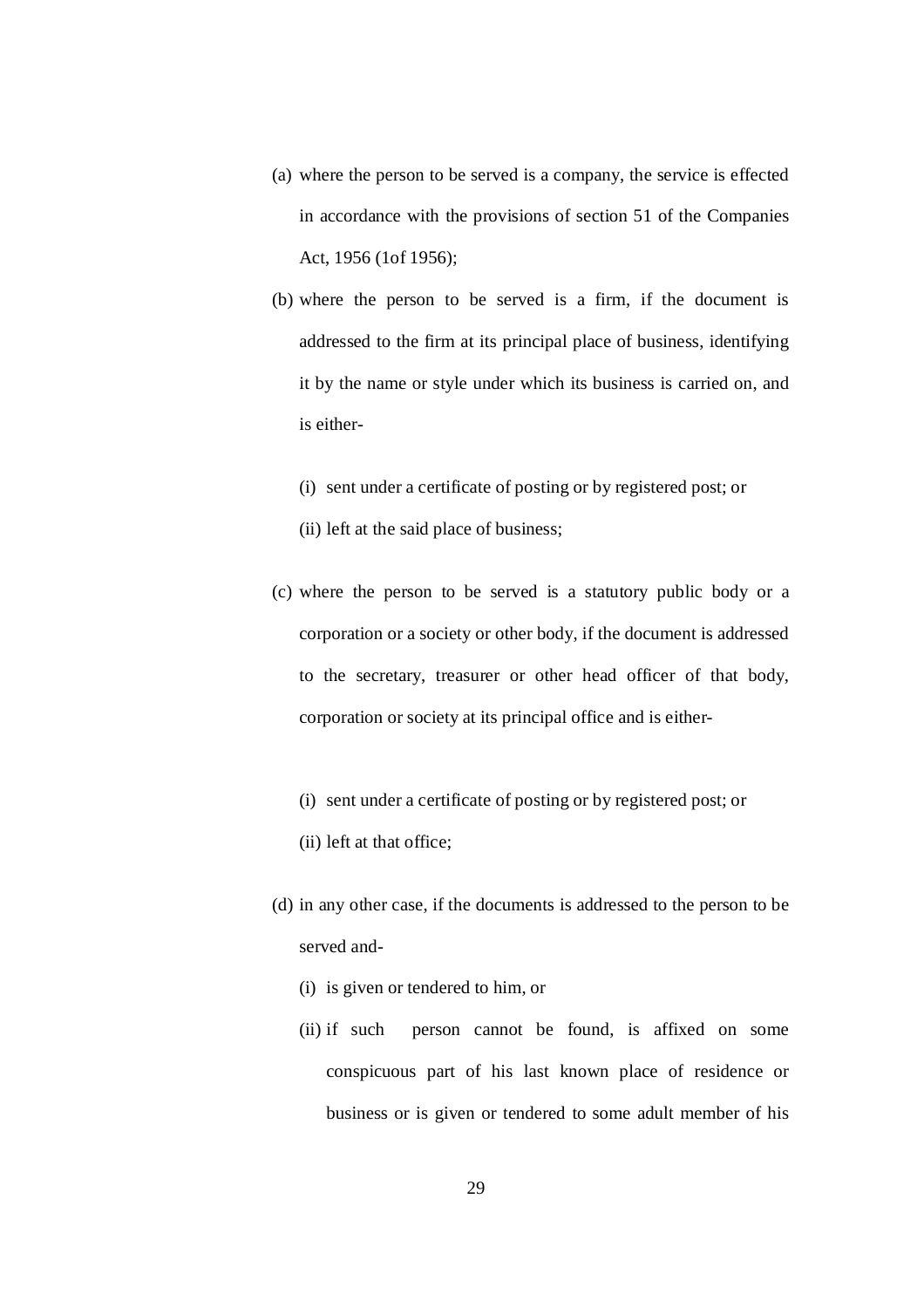(a) where the person to be served is a company, the service is effected in accordance with the provisions of section 51 of the Companies Act, 1956 (1of 1956);

(b) where the person to be served is a firm, if the document is addressed to the firm at its principal place of business, identifying it by the name or style under which its business is carried on, and is either-

   (i) sent under a certificate of posting or by registered post; or

   (ii) left at the said place of business;

(c) where the person to be served is a statutory public body or a corporation or a society or other body, if the document is addressed to the secretary, treasurer or other head officer of that body, corporation or society at its principal office and is either-

   (i) sent under a certificate of posting or by registered post; or

   (ii) left at that office;

(d) in any other case, if the documents is addressed to the person to be served and-

   (i) is given or tendered to him, or

   (ii) if such person cannot be found, is affixed on some conspicuous part of his last known place of residence or business or is given or tendered to some adult member of his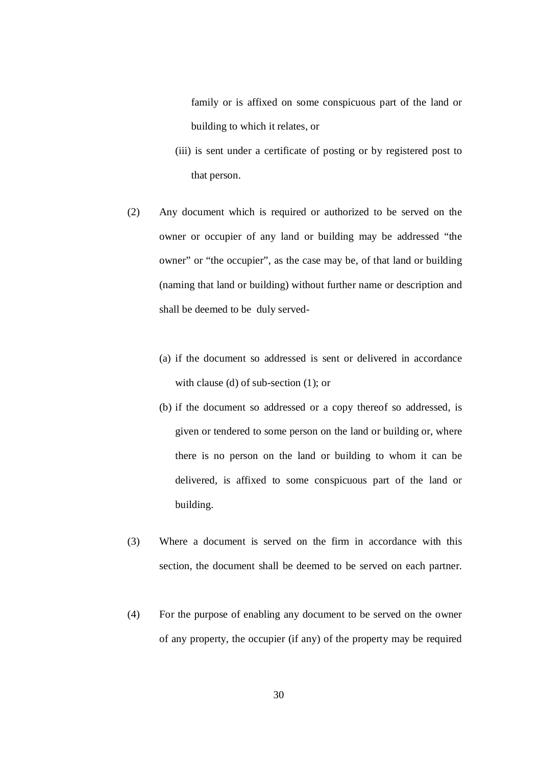family or is affixed on some conspicuous part of the land or building to which it relates, or

(iii) is sent under a certificate of posting or by registered post to that person.

(2) Any document which is required or authorized to be served on the owner or occupier of any land or building may be addressed "the owner" or "the occupier", as the case may be, of that land or building (naming that land or building) without further name or description and shall be deemed to be duly served-

(a) if the document so addressed is sent or delivered in accordance with clause (d) of sub-section (1); or

(b) if the document so addressed or a copy thereof so addressed, is given or tendered to some person on the land or building or, where there is no person on the land or building to whom it can be delivered, is affixed to some conspicuous part of the land or building.

(3) Where a document is served on the firm in accordance with this section, the document shall be deemed to be served on each partner.

(4) For the purpose of enabling any document to be served on the owner of any property, the occupier (if any) of the property may be required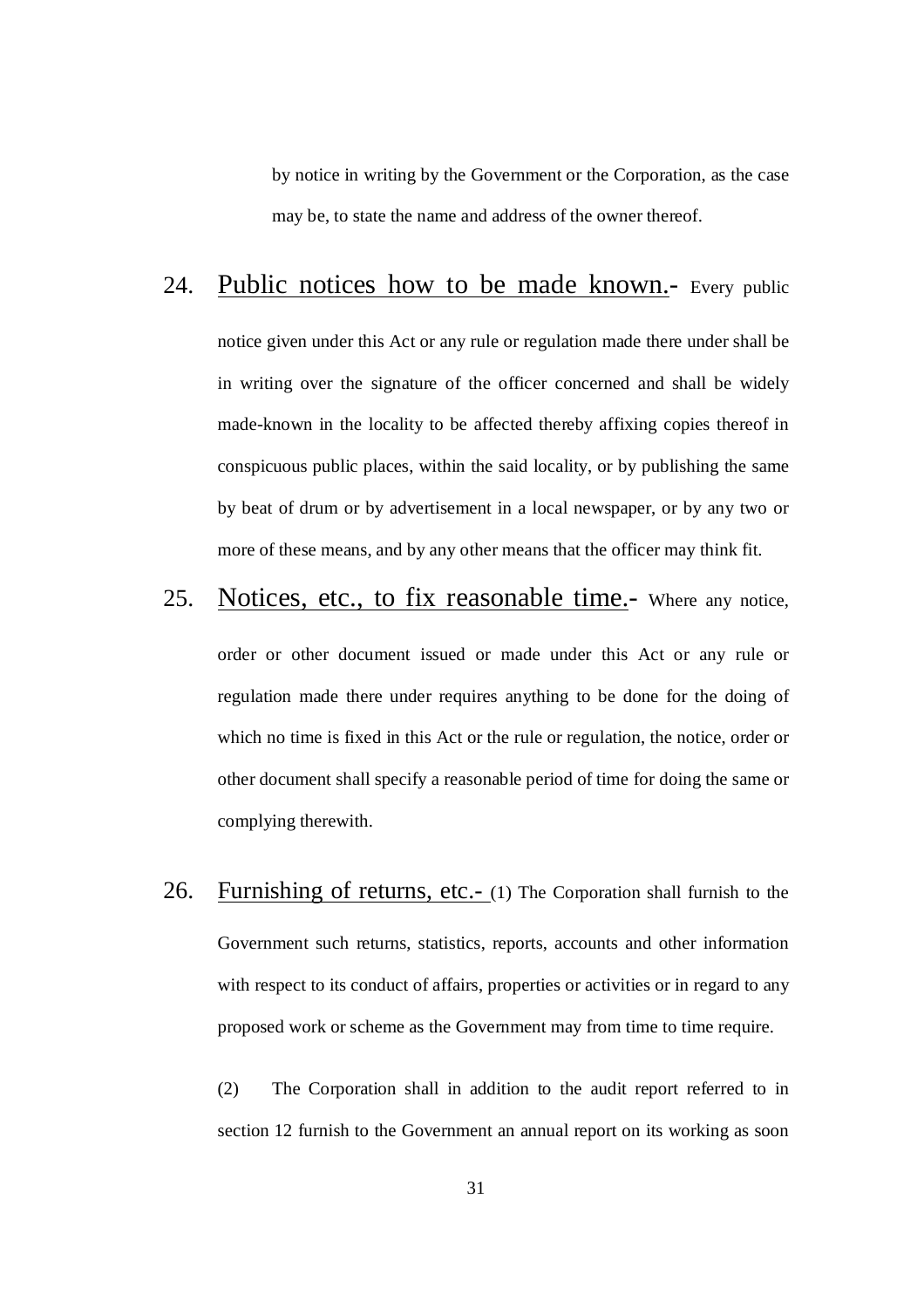by notice in writing by the Government or the Corporation, as the case may be, to state the name and address of the owner thereof.

24. Public notices how to be made known.- Every public notice given under this Act or any rule or regulation made there under shall be in writing over the signature of the officer concerned and shall be widely made-known in the locality to be affected thereby affixing copies thereof in conspicuous public places, within the said locality, or by publishing the same by beat of drum or by advertisement in a local newspaper, or by any two or more of these means, and by any other means that the officer may think fit.

25. Notices, etc., to fix reasonable time.- Where any notice, order or other document issued or made under this Act or any rule or regulation made there under requires anything to be done for the doing of which no time is fixed in this Act or the rule or regulation, the notice, order or other document shall specify a reasonable period of time for doing the same or complying therewith.

26. Furnishing of returns, etc.- (1) The Corporation shall furnish to the Government such returns, statistics, reports, accounts and other information with respect to its conduct of affairs, properties or activities or in regard to any proposed work or scheme as the Government may from time to time require.

(2) The Corporation shall in addition to the audit report referred to in section 12 furnish to the Government an annual report on its working as soon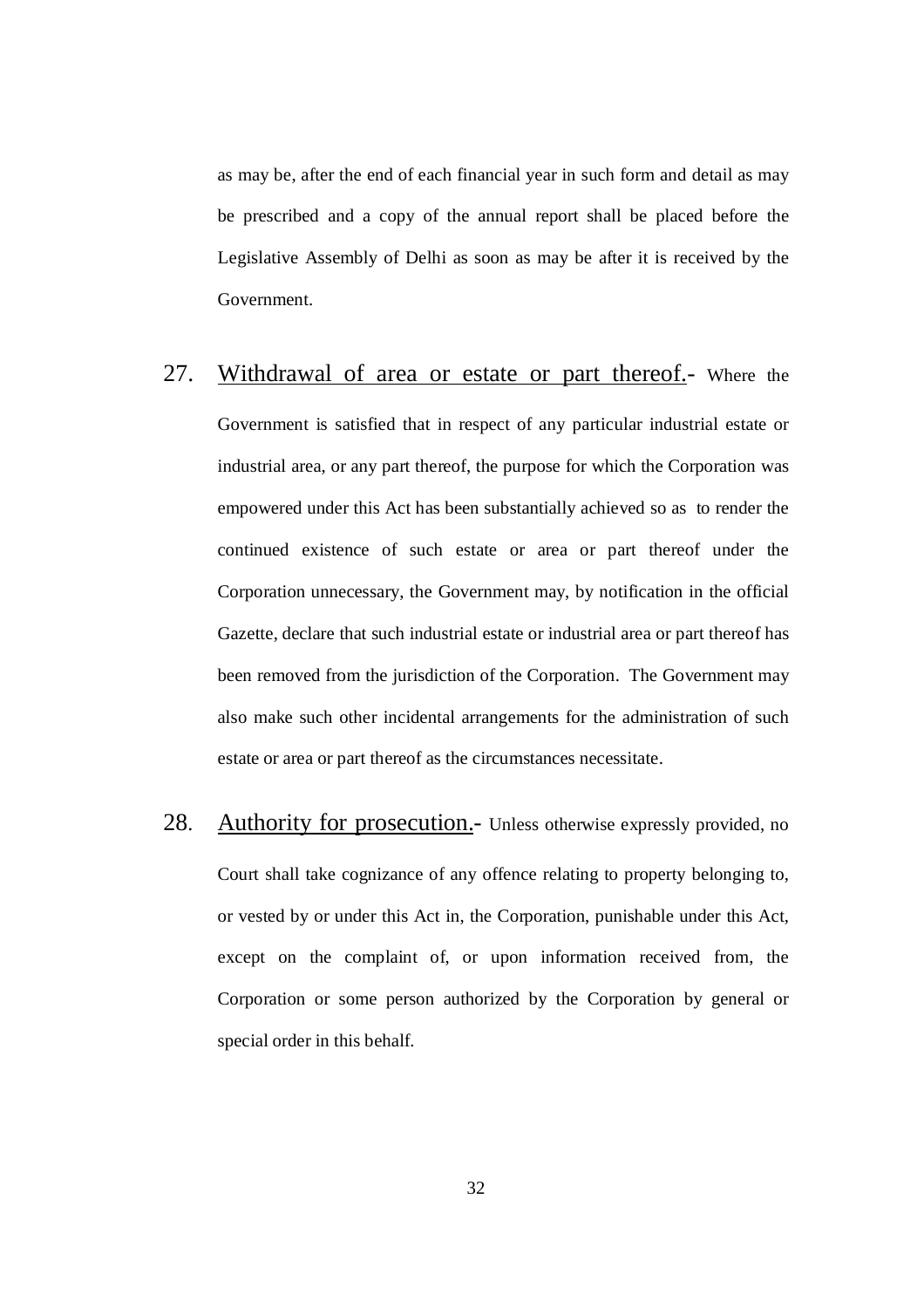as may be, after the end of each financial year in such form and detail as may be prescribed and a copy of the annual report shall be placed before the Legislative Assembly of Delhi as soon as may be after it is received by the Government.

27. <u>Withdrawal of area or estate or part thereof.</u>- Where the Government is satisfied that in respect of any particular industrial estate or industrial area, or any part thereof, the purpose for which the Corporation was empowered under this Act has been substantially achieved so as to render the continued existence of such estate or area or part thereof under the Corporation unnecessary, the Government may, by notification in the official Gazette, declare that such industrial estate or industrial area or part thereof has been removed from the jurisdiction of the Corporation. The Government may also make such other incidental arrangements for the administration of such estate or area or part thereof as the circumstances necessitate.

28. <u>Authority for prosecution.</u>- Unless otherwise expressly provided, no Court shall take cognizance of any offence relating to property belonging to, or vested by or under this Act in, the Corporation, punishable under this Act, except on the complaint of, or upon information received from, the Corporation or some person authorized by the Corporation by general or special order in this behalf.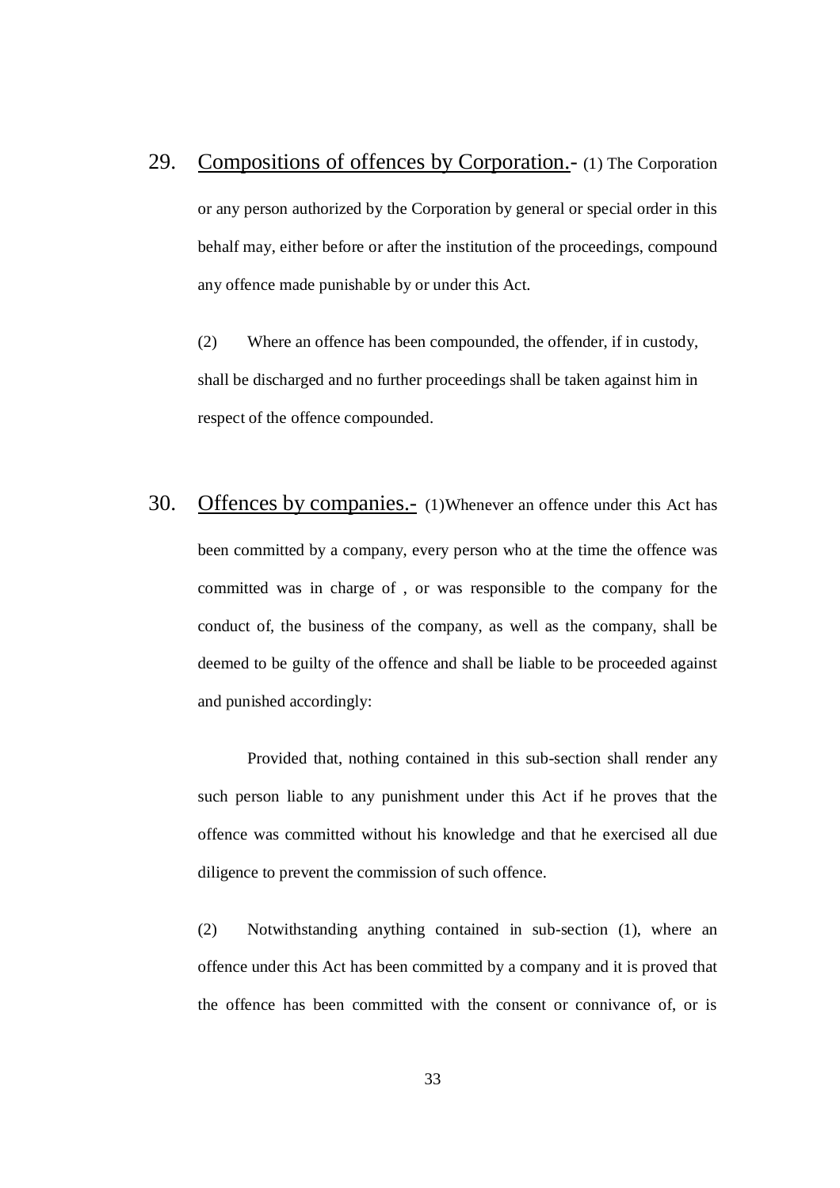29. <u>Compositions of offences by Corporation.</u>- (1) The Corporation or any person authorized by the Corporation by general or special order in this behalf may, either before or after the institution of the proceedings, compound any offence made punishable by or under this Act.

(2) Where an offence has been compounded, the offender, if in custody, shall be discharged and no further proceedings shall be taken against him in respect of the offence compounded.

30. <u>Offences by companies.-</u> (1)Whenever an offence under this Act has been committed by a company, every person who at the time the offence was committed was in charge of , or was responsible to the company for the conduct of, the business of the company, as well as the company, shall be deemed to be guilty of the offence and shall be liable to be proceeded against and punished accordingly:

Provided that, nothing contained in this sub-section shall render any such person liable to any punishment under this Act if he proves that the offence was committed without his knowledge and that he exercised all due diligence to prevent the commission of such offence.

(2) Notwithstanding anything contained in sub-section (1), where an offence under this Act has been committed by a company and it is proved that the offence has been committed with the consent or connivance of, or is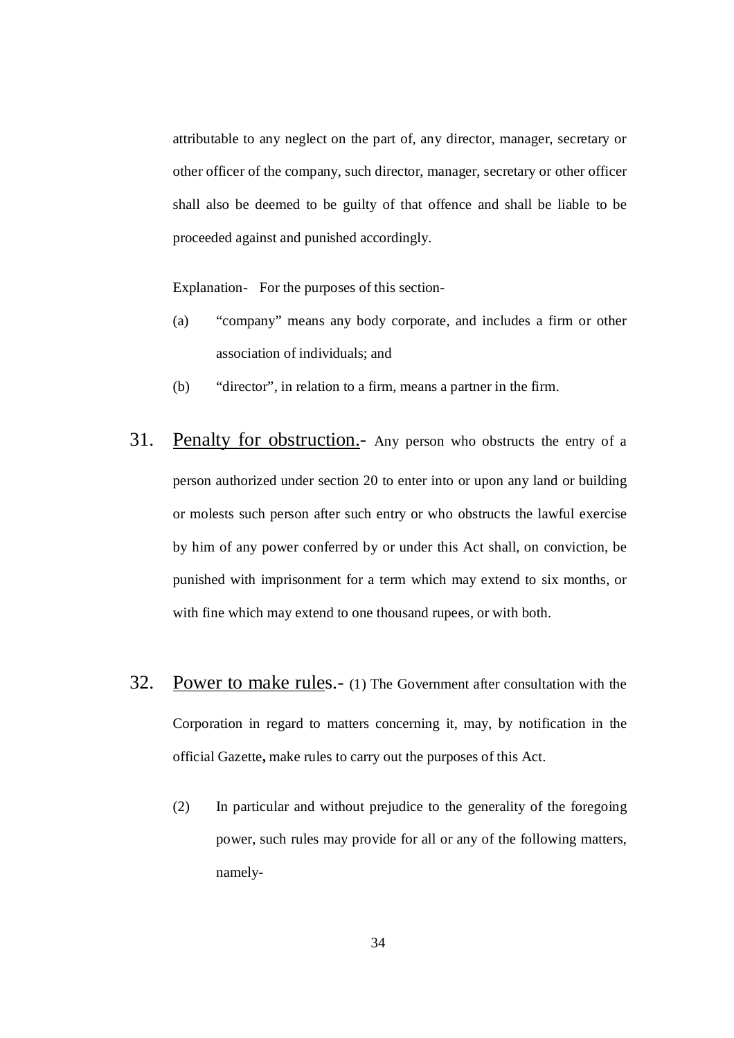attributable to any neglect on the part of, any director, manager, secretary or other officer of the company, such director, manager, secretary or other officer shall also be deemed to be guilty of that offence and shall be liable to be proceeded against and punished accordingly.

Explanation- For the purposes of this section-

(a) "company" means any body corporate, and includes a firm or other association of individuals; and

(b) "director", in relation to a firm, means a partner in the firm.

31. <u>Penalty for obstruction.</u>- Any person who obstructs the entry of a person authorized under section 20 to enter into or upon any land or building or molests such person after such entry or who obstructs the lawful exercise by him of any power conferred by or under this Act shall, on conviction, be punished with imprisonment for a term which may extend to six months, or with fine which may extend to one thousand rupees, or with both.

32. <u>Power to make rules</u>.- (1) The Government after consultation with the Corporation in regard to matters concerning it, may, by notification in the official Gazette**,** make rules to carry out the purposes of this Act.

(2) In particular and without prejudice to the generality of the foregoing power, such rules may provide for all or any of the following matters, namely-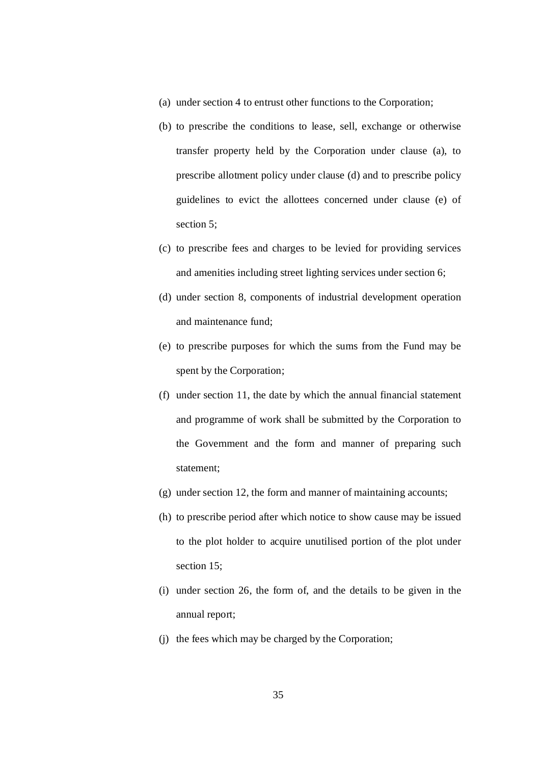(a) under section 4 to entrust other functions to the Corporation;

(b) to prescribe the conditions to lease, sell, exchange or otherwise transfer property held by the Corporation under clause (a), to prescribe allotment policy under clause (d) and to prescribe policy guidelines to evict the allottees concerned under clause (e) of section 5;

(c) to prescribe fees and charges to be levied for providing services and amenities including street lighting services under section 6;

(d) under section 8, components of industrial development operation and maintenance fund;

(e) to prescribe purposes for which the sums from the Fund may be spent by the Corporation;

(f) under section 11, the date by which the annual financial statement and programme of work shall be submitted by the Corporation to the Government and the form and manner of preparing such statement;

(g) under section 12, the form and manner of maintaining accounts;

(h) to prescribe period after which notice to show cause may be issued to the plot holder to acquire unutilised portion of the plot under section 15;

(i) under section 26, the form of, and the details to be given in the annual report;

(j) the fees which may be charged by the Corporation;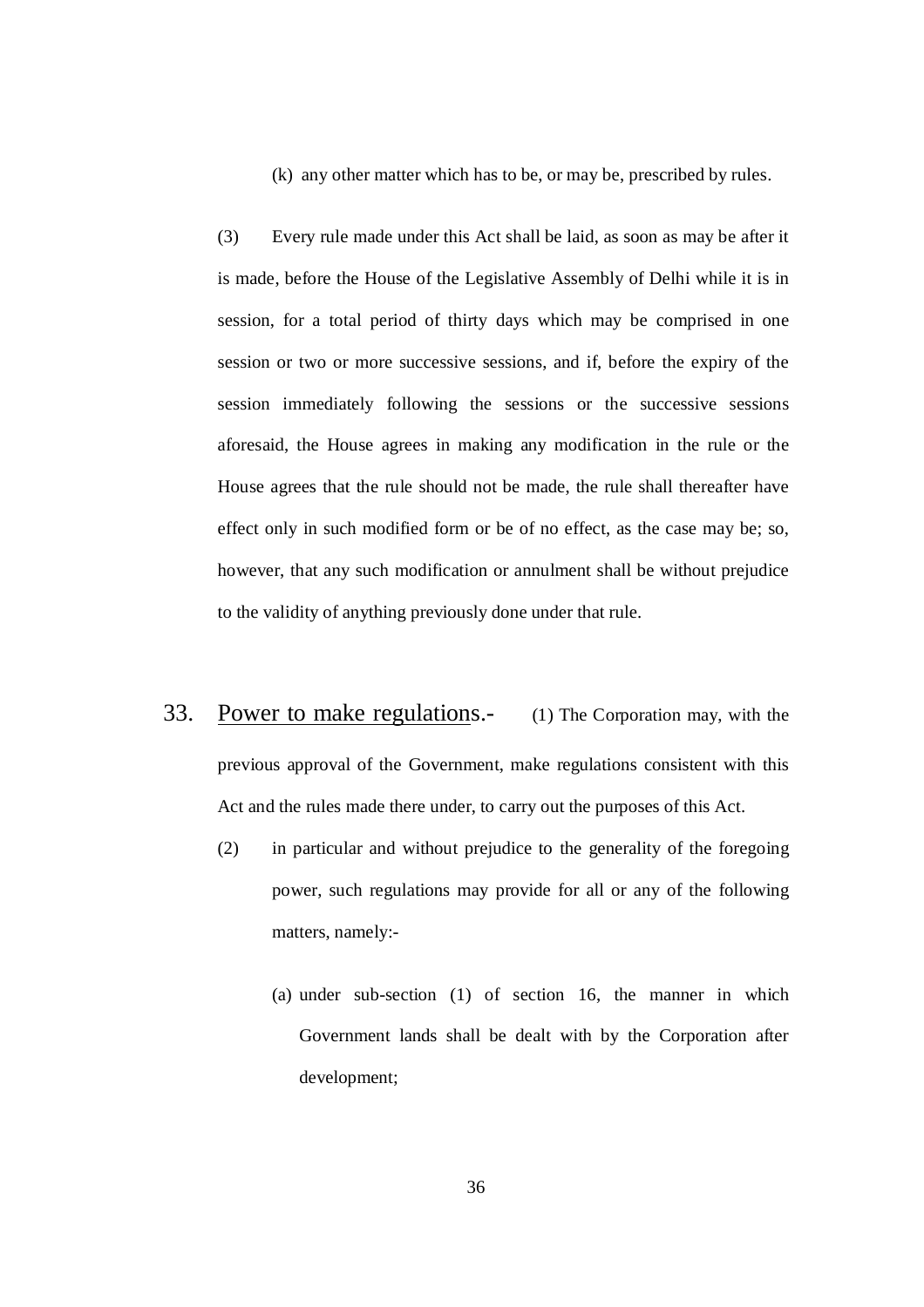(k) any other matter which has to be, or may be, prescribed by rules.

(3) Every rule made under this Act shall be laid, as soon as may be after it is made, before the House of the Legislative Assembly of Delhi while it is in session, for a total period of thirty days which may be comprised in one session or two or more successive sessions, and if, before the expiry of the session immediately following the sessions or the successive sessions aforesaid, the House agrees in making any modification in the rule or the House agrees that the rule should not be made, the rule shall thereafter have effect only in such modified form or be of no effect, as the case may be; so, however, that any such modification or annulment shall be without prejudice to the validity of anything previously done under that rule.

33. Power to make regulations.- (1) The Corporation may, with the previous approval of the Government, make regulations consistent with this Act and the rules made there under, to carry out the purposes of this Act.

(2) in particular and without prejudice to the generality of the foregoing power, such regulations may provide for all or any of the following matters, namely:-

(a) under sub-section (1) of section 16, the manner in which Government lands shall be dealt with by the Corporation after development;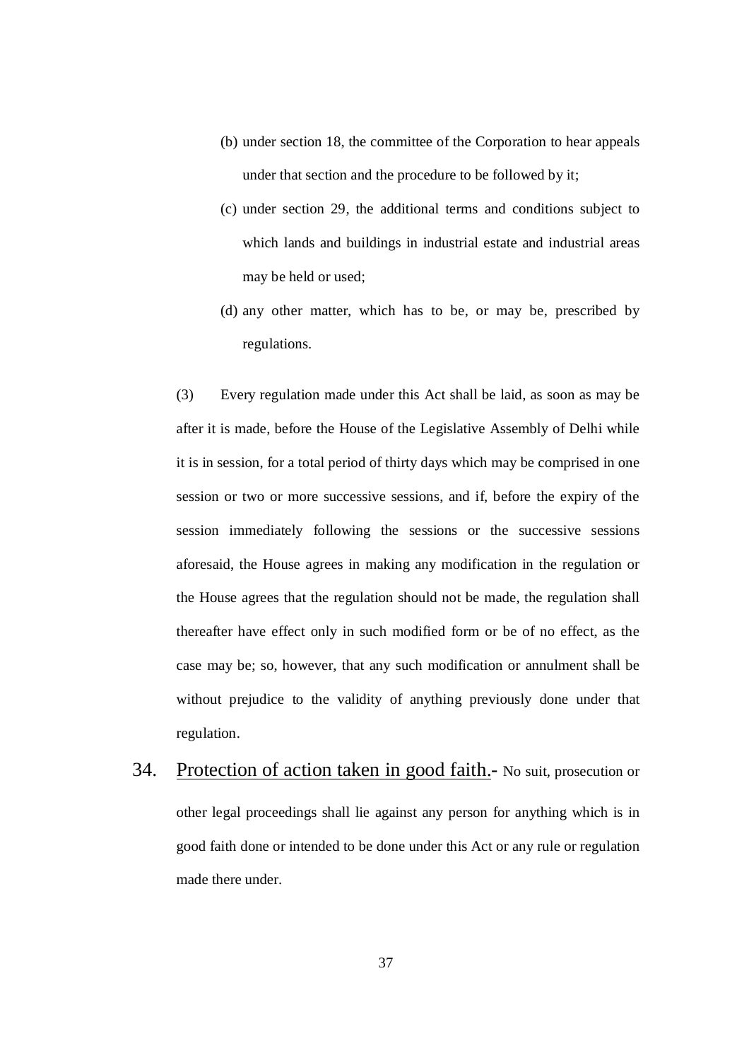(b) under section 18, the committee of the Corporation to hear appeals under that section and the procedure to be followed by it;

(c) under section 29, the additional terms and conditions subject to which lands and buildings in industrial estate and industrial areas may be held or used;

(d) any other matter, which has to be, or may be, prescribed by regulations.

(3) Every regulation made under this Act shall be laid, as soon as may be after it is made, before the House of the Legislative Assembly of Delhi while it is in session, for a total period of thirty days which may be comprised in one session or two or more successive sessions, and if, before the expiry of the session immediately following the sessions or the successive sessions aforesaid, the House agrees in making any modification in the regulation or the House agrees that the regulation should not be made, the regulation shall thereafter have effect only in such modified form or be of no effect, as the case may be; so, however, that any such modification or annulment shall be without prejudice to the validity of anything previously done under that regulation.

34. <u>Protection of action taken in good faith.</u>- No suit, prosecution or other legal proceedings shall lie against any person for anything which is in good faith done or intended to be done under this Act or any rule or regulation made there under.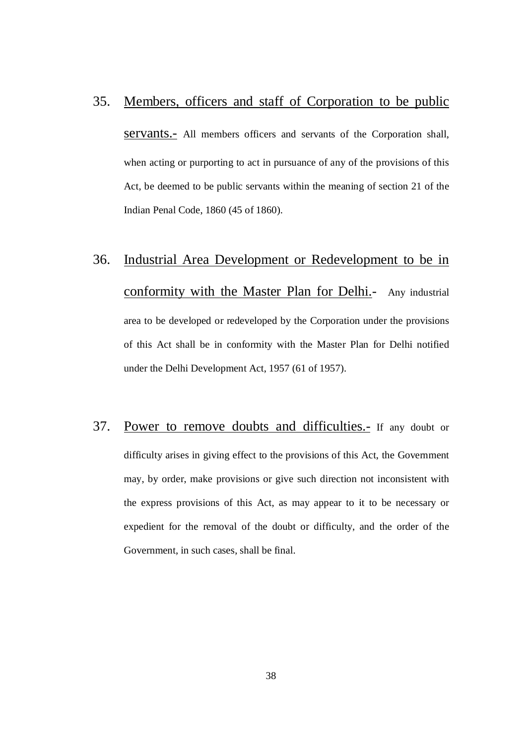35. Members, officers and staff of Corporation to be public servants.- All members officers and servants of the Corporation shall, when acting or purporting to act in pursuance of any of the provisions of this Act, be deemed to be public servants within the meaning of section 21 of the Indian Penal Code, 1860 (45 of 1860).

36. Industrial Area Development or Redevelopment to be in conformity with the Master Plan for Delhi.- Any industrial area to be developed or redeveloped by the Corporation under the provisions of this Act shall be in conformity with the Master Plan for Delhi notified under the Delhi Development Act, 1957 (61 of 1957).

37. Power to remove doubts and difficulties.- If any doubt or difficulty arises in giving effect to the provisions of this Act, the Government may, by order, make provisions or give such direction not inconsistent with the express provisions of this Act, as may appear to it to be necessary or expedient for the removal of the doubt or difficulty, and the order of the Government, in such cases, shall be final.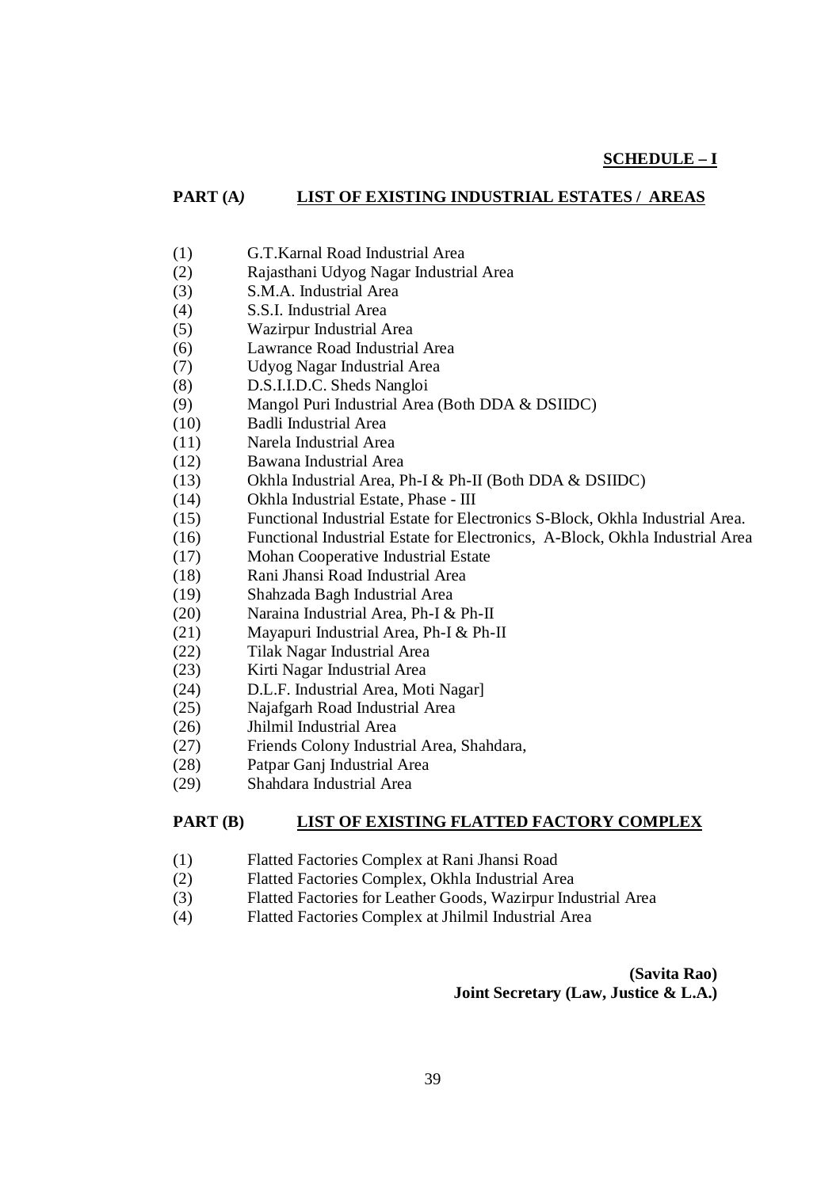**SCHEDULE – I**

**PART (A)** **LIST OF EXISTING INDUSTRIAL ESTATES / AREAS**

(1) G.T.Karnal Road Industrial Area
(2) Rajasthani Udyog Nagar Industrial Area
(3) S.M.A. Industrial Area
(4) S.S.I. Industrial Area
(5) Wazirpur Industrial Area
(6) Lawrance Road Industrial Area
(7) Udyog Nagar Industrial Area
(8) D.S.I.I.D.C. Sheds Nangloi
(9) Mangol Puri Industrial Area (Both DDA & DSIIDC)
(10) Badli Industrial Area
(11) Narela Industrial Area
(12) Bawana Industrial Area
(13) Okhla Industrial Area, Ph-I & Ph-II (Both DDA & DSIIDC)
(14) Okhla Industrial Estate, Phase - III
(15) Functional Industrial Estate for Electronics S-Block, Okhla Industrial Area.
(16) Functional Industrial Estate for Electronics, A-Block, Okhla Industrial Area
(17) Mohan Cooperative Industrial Estate
(18) Rani Jhansi Road Industrial Area
(19) Shahzada Bagh Industrial Area
(20) Naraina Industrial Area, Ph-I & Ph-II
(21) Mayapuri Industrial Area, Ph-I & Ph-II
(22) Tilak Nagar Industrial Area
(23) Kirti Nagar Industrial Area
(24) D.L.F. Industrial Area, Moti Nagar]
(25) Najafgarh Road Industrial Area
(26) Jhilmil Industrial Area
(27) Friends Colony Industrial Area, Shahdara,
(28) Patpar Ganj Industrial Area
(29) Shahdara Industrial Area

**PART (B)** **LIST OF EXISTING FLATTED FACTORY COMPLEX**

(1) Flatted Factories Complex at Rani Jhansi Road
(2) Flatted Factories Complex, Okhla Industrial Area
(3) Flatted Factories for Leather Goods, Wazirpur Industrial Area
(4) Flatted Factories Complex at Jhilmil Industrial Area

**(Savita Rao)**
**Joint Secretary (Law, Justice & L.A.)**